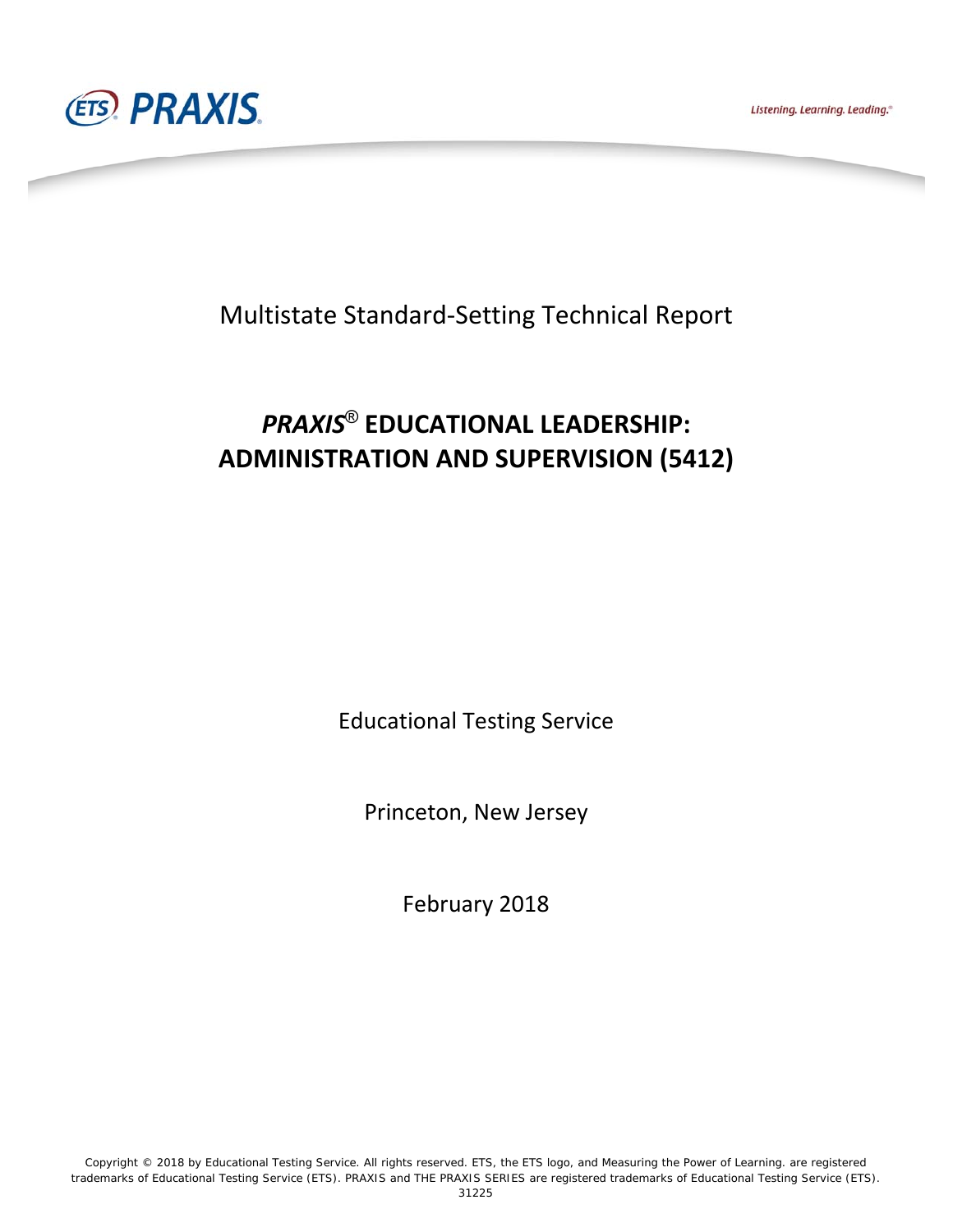Listening. Learning. Leading.®

Multistate Standard-Setting Technical Report

# *PRAXIS*® EDUCATIONAL LEADERSHIP: ADMINISTRATION AND SUPERVISION (5412)

Educational Testing Service

Princeton, New Jersey

February 2018

Copyright © 2018 by Educational Testing Service. All rights reserved. ETS, the ETS logo, and Measuring the Power of Learning. are registered trademarks of Educational Testing Service (ETS). PRAXIS and THE PRAXIS SERIES are registered trademarks of Educational Testing Service (ETS).
31225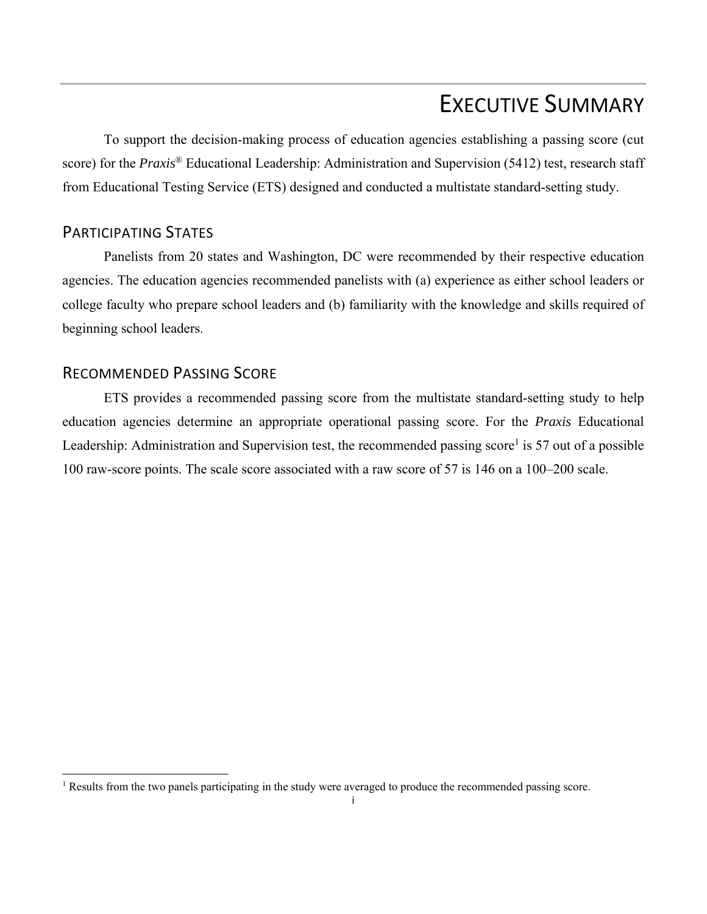# Executive Summary

To support the decision-making process of education agencies establishing a passing score (cut score) for the *Praxis®* Educational Leadership: Administration and Supervision (5412) test, research staff from Educational Testing Service (ETS) designed and conducted a multistate standard-setting study.

## Participating States

Panelists from 20 states and Washington, DC were recommended by their respective education agencies. The education agencies recommended panelists with (a) experience as either school leaders or college faculty who prepare school leaders and (b) familiarity with the knowledge and skills required of beginning school leaders.

## Recommended Passing Score

ETS provides a recommended passing score from the multistate standard-setting study to help education agencies determine an appropriate operational passing score. For the *Praxis* Educational Leadership: Administration and Supervision test, the recommended passing score[1] is 57 out of a possible 100 raw-score points. The scale score associated with a raw score of 57 is 146 on a 100–200 scale.

[1] Results from the two panels participating in the study were averaged to produce the recommended passing score.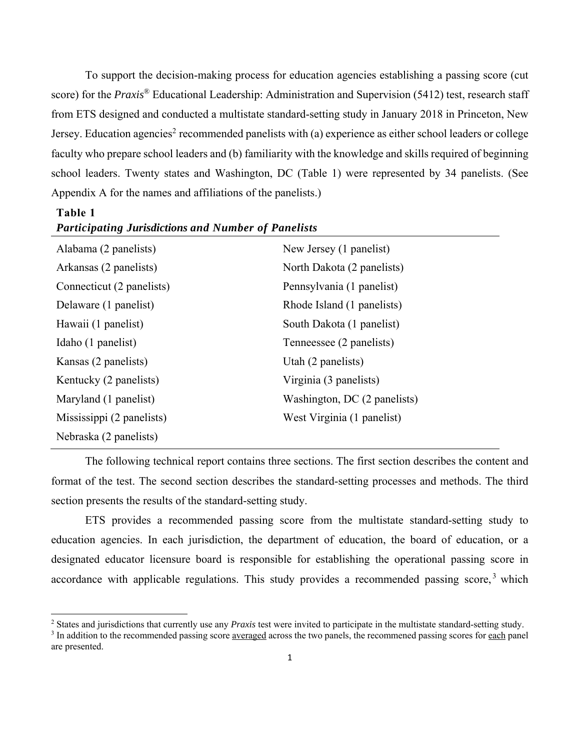To support the decision-making process for education agencies establishing a passing score (cut score) for the *Praxis*® Educational Leadership: Administration and Supervision (5412) test, research staff from ETS designed and conducted a multistate standard-setting study in January 2018 in Princeton, New Jersey. Education agencies[2] recommended panelists with (a) experience as either school leaders or college faculty who prepare school leaders and (b) familiarity with the knowledge and skills required of beginning school leaders. Twenty states and Washington, DC (Table 1) were represented by 34 panelists. (See Appendix A for the names and affiliations of the panelists.)

**Table 1**
***Participating Jurisdictions and Number of Panelists***

| | |
|---|---|
| Alabama (2 panelists) | New Jersey (1 panelist) |
| Arkansas (2 panelists) | North Dakota (2 panelists) |
| Connecticut (2 panelists) | Pennsylvania (1 panelist) |
| Delaware (1 panelist) | Rhode Island (1 panelists) |
| Hawaii (1 panelist) | South Dakota (1 panelist) |
| Idaho (1 panelist) | Tenneessee (2 panelists) |
| Kansas (2 panelists) | Utah (2 panelists) |
| Kentucky (2 panelists) | Virginia (3 panelists) |
| Maryland (1 panelist) | Washington, DC (2 panelists) |
| Mississippi (2 panelists) | West Virginia (1 panelist) |
| Nebraska (2 panelists) | |

The following technical report contains three sections. The first section describes the content and format of the test. The second section describes the standard-setting processes and methods. The third section presents the results of the standard-setting study.

ETS provides a recommended passing score from the multistate standard-setting study to education agencies. In each jurisdiction, the department of education, the board of education, or a designated educator licensure board is responsible for establishing the operational passing score in accordance with applicable regulations. This study provides a recommended passing score,[3] which

[2] States and jurisdictions that currently use any *Praxis* test were invited to participate in the multistate standard-setting study.

[3] In addition to the recommended passing score averaged across the two panels, the recommened passing scores for each panel are presented.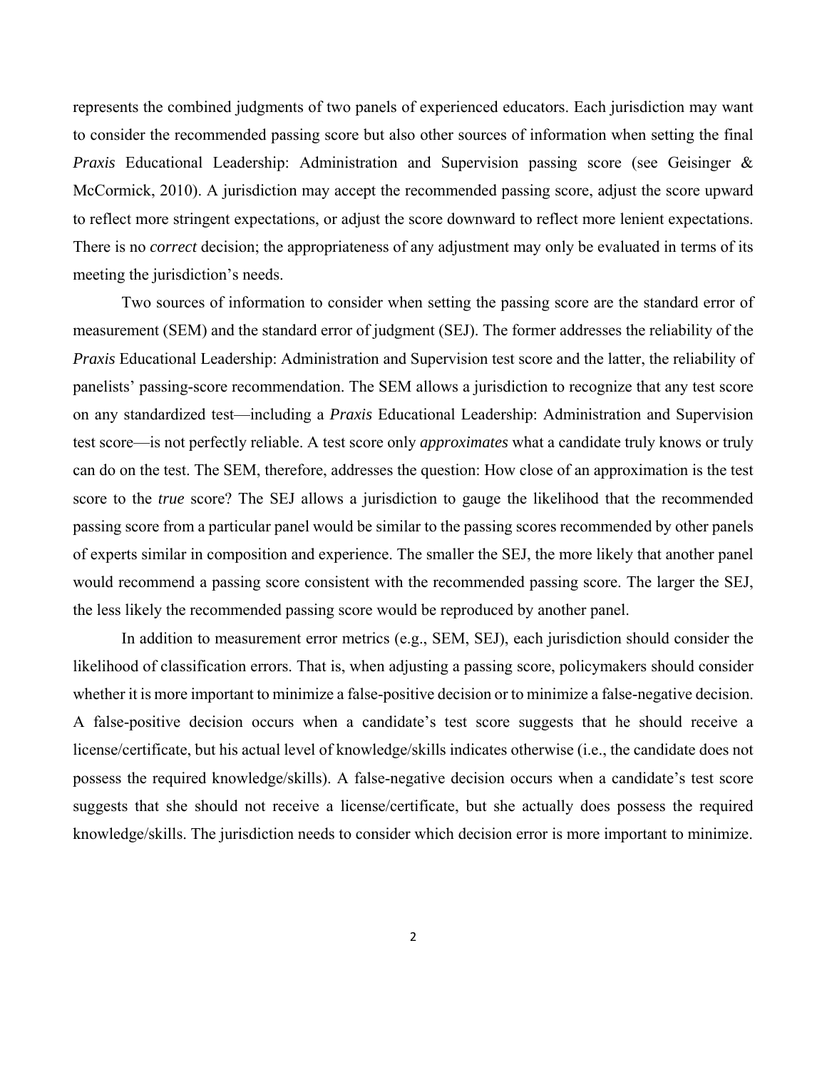represents the combined judgments of two panels of experienced educators. Each jurisdiction may want to consider the recommended passing score but also other sources of information when setting the final *Praxis* Educational Leadership: Administration and Supervision passing score (see Geisinger & McCormick, 2010). A jurisdiction may accept the recommended passing score, adjust the score upward to reflect more stringent expectations, or adjust the score downward to reflect more lenient expectations. There is no *correct* decision; the appropriateness of any adjustment may only be evaluated in terms of its meeting the jurisdiction's needs.

Two sources of information to consider when setting the passing score are the standard error of measurement (SEM) and the standard error of judgment (SEJ). The former addresses the reliability of the *Praxis* Educational Leadership: Administration and Supervision test score and the latter, the reliability of panelists' passing-score recommendation. The SEM allows a jurisdiction to recognize that any test score on any standardized test—including a *Praxis* Educational Leadership: Administration and Supervision test score—is not perfectly reliable. A test score only *approximates* what a candidate truly knows or truly can do on the test. The SEM, therefore, addresses the question: How close of an approximation is the test score to the *true* score? The SEJ allows a jurisdiction to gauge the likelihood that the recommended passing score from a particular panel would be similar to the passing scores recommended by other panels of experts similar in composition and experience. The smaller the SEJ, the more likely that another panel would recommend a passing score consistent with the recommended passing score. The larger the SEJ, the less likely the recommended passing score would be reproduced by another panel.

In addition to measurement error metrics (e.g., SEM, SEJ), each jurisdiction should consider the likelihood of classification errors. That is, when adjusting a passing score, policymakers should consider whether it is more important to minimize a false-positive decision or to minimize a false-negative decision. A false-positive decision occurs when a candidate's test score suggests that he should receive a license/certificate, but his actual level of knowledge/skills indicates otherwise (i.e., the candidate does not possess the required knowledge/skills). A false-negative decision occurs when a candidate's test score suggests that she should not receive a license/certificate, but she actually does possess the required knowledge/skills. The jurisdiction needs to consider which decision error is more important to minimize.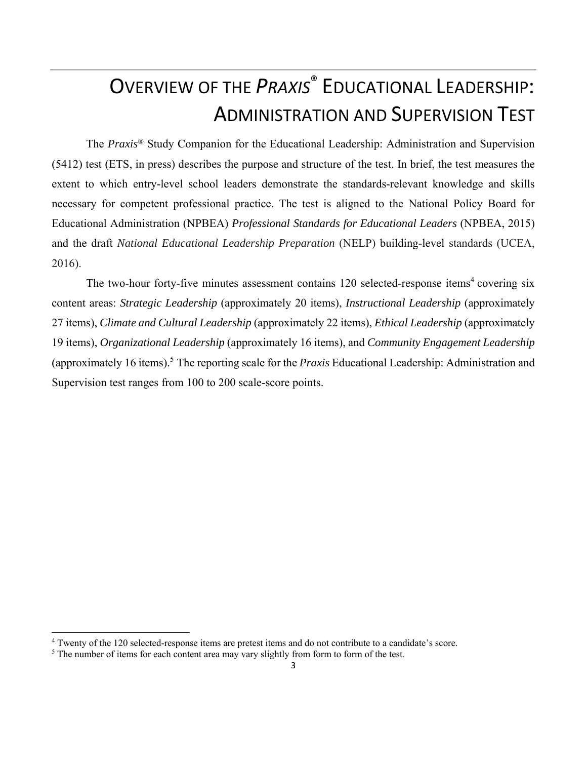# OVERVIEW OF THE *PRAXIS*® EDUCATIONAL LEADERSHIP: ADMINISTRATION AND SUPERVISION TEST

The *Praxis*® Study Companion for the Educational Leadership: Administration and Supervision (5412) test (ETS, in press) describes the purpose and structure of the test. In brief, the test measures the extent to which entry-level school leaders demonstrate the standards-relevant knowledge and skills necessary for competent professional practice. The test is aligned to the National Policy Board for Educational Administration (NPBEA) *Professional Standards for Educational Leaders* (NPBEA, 2015) and the draft *National Educational Leadership Preparation* (NELP) building-level standards (UCEA, 2016).

The two-hour forty-five minutes assessment contains 120 selected-response items[4] covering six content areas: *Strategic Leadership* (approximately 20 items), *Instructional Leadership* (approximately 27 items), *Climate and Cultural Leadership* (approximately 22 items), *Ethical Leadership* (approximately 19 items), *Organizational Leadership* (approximately 16 items), and *Community Engagement Leadership* (approximately 16 items).[5] The reporting scale for the *Praxis* Educational Leadership: Administration and Supervision test ranges from 100 to 200 scale-score points.

---

[4] Twenty of the 120 selected-response items are pretest items and do not contribute to a candidate's score.

[5] The number of items for each content area may vary slightly from form to form of the test.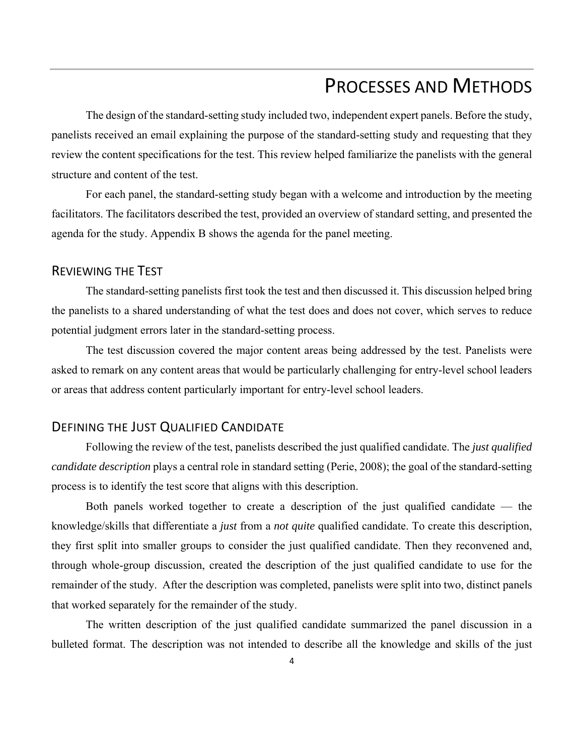# Processes and Methods

The design of the standard-setting study included two, independent expert panels. Before the study, panelists received an email explaining the purpose of the standard-setting study and requesting that they review the content specifications for the test. This review helped familiarize the panelists with the general structure and content of the test.

For each panel, the standard-setting study began with a welcome and introduction by the meeting facilitators. The facilitators described the test, provided an overview of standard setting, and presented the agenda for the study. Appendix B shows the agenda for the panel meeting.

## Reviewing the Test

The standard-setting panelists first took the test and then discussed it. This discussion helped bring the panelists to a shared understanding of what the test does and does not cover, which serves to reduce potential judgment errors later in the standard-setting process.

The test discussion covered the major content areas being addressed by the test. Panelists were asked to remark on any content areas that would be particularly challenging for entry-level school leaders or areas that address content particularly important for entry-level school leaders.

## Defining the Just Qualified Candidate

Following the review of the test, panelists described the just qualified candidate. The *just qualified candidate description* plays a central role in standard setting (Perie, 2008); the goal of the standard-setting process is to identify the test score that aligns with this description.

Both panels worked together to create a description of the just qualified candidate — the knowledge/skills that differentiate a *just* from a *not quite* qualified candidate. To create this description, they first split into smaller groups to consider the just qualified candidate. Then they reconvened and, through whole-group discussion, created the description of the just qualified candidate to use for the remainder of the study. After the description was completed, panelists were split into two, distinct panels that worked separately for the remainder of the study.

The written description of the just qualified candidate summarized the panel discussion in a bulleted format. The description was not intended to describe all the knowledge and skills of the just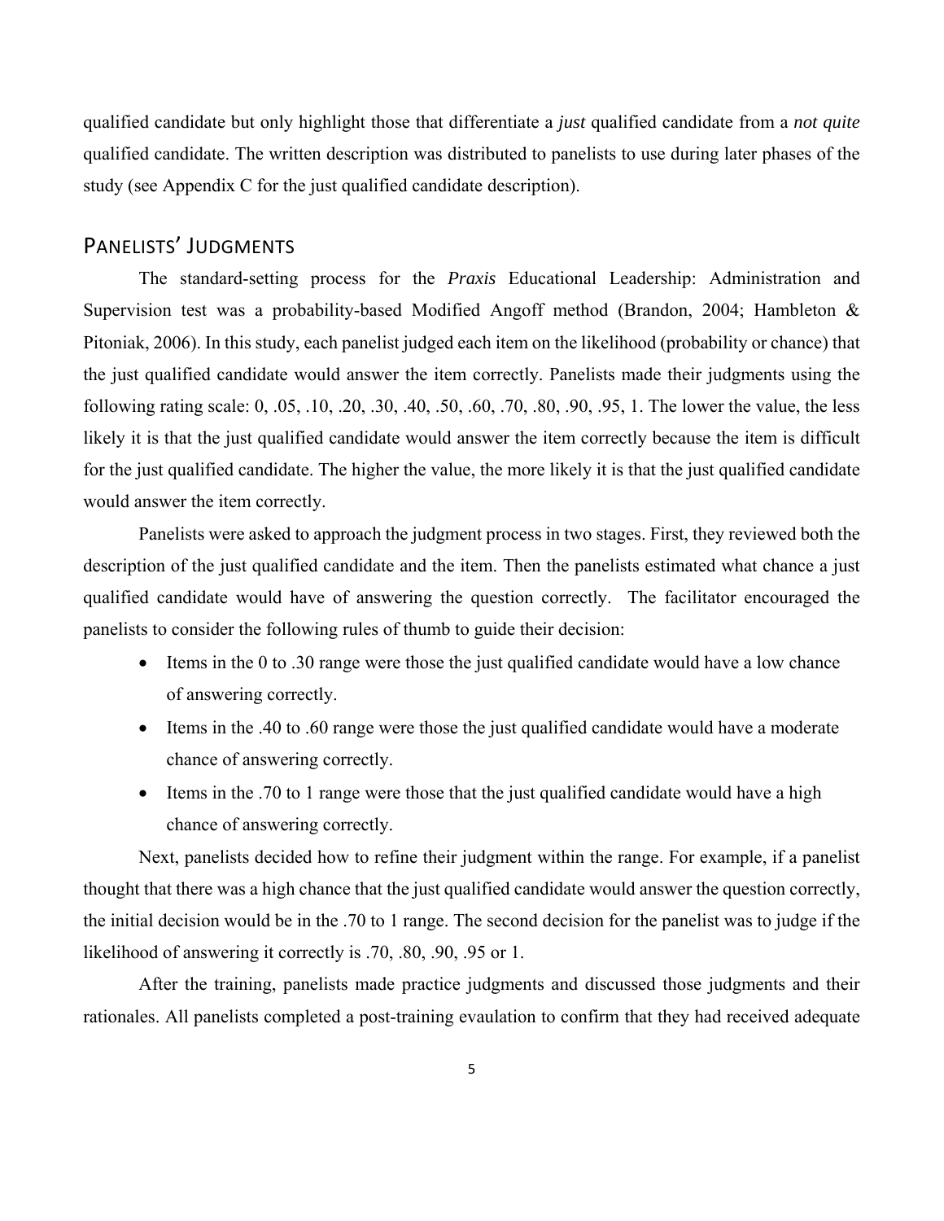qualified candidate but only highlight those that differentiate a *just* qualified candidate from a *not quite* qualified candidate. The written description was distributed to panelists to use during later phases of the study (see Appendix C for the just qualified candidate description).

## Panelists' Judgments

The standard-setting process for the *Praxis* Educational Leadership: Administration and Supervision test was a probability-based Modified Angoff method (Brandon, 2004; Hambleton & Pitoniak, 2006). In this study, each panelist judged each item on the likelihood (probability or chance) that the just qualified candidate would answer the item correctly. Panelists made their judgments using the following rating scale: 0, .05, .10, .20, .30, .40, .50, .60, .70, .80, .90, .95, 1. The lower the value, the less likely it is that the just qualified candidate would answer the item correctly because the item is difficult for the just qualified candidate. The higher the value, the more likely it is that the just qualified candidate would answer the item correctly.

Panelists were asked to approach the judgment process in two stages. First, they reviewed both the description of the just qualified candidate and the item. Then the panelists estimated what chance a just qualified candidate would have of answering the question correctly. The facilitator encouraged the panelists to consider the following rules of thumb to guide their decision:

- Items in the 0 to .30 range were those the just qualified candidate would have a low chance of answering correctly.
- Items in the .40 to .60 range were those the just qualified candidate would have a moderate chance of answering correctly.
- Items in the .70 to 1 range were those that the just qualified candidate would have a high chance of answering correctly.

Next, panelists decided how to refine their judgment within the range. For example, if a panelist thought that there was a high chance that the just qualified candidate would answer the question correctly, the initial decision would be in the .70 to 1 range. The second decision for the panelist was to judge if the likelihood of answering it correctly is .70, .80, .90, .95 or 1.

After the training, panelists made practice judgments and discussed those judgments and their rationales. All panelists completed a post-training evaulation to confirm that they had received adequate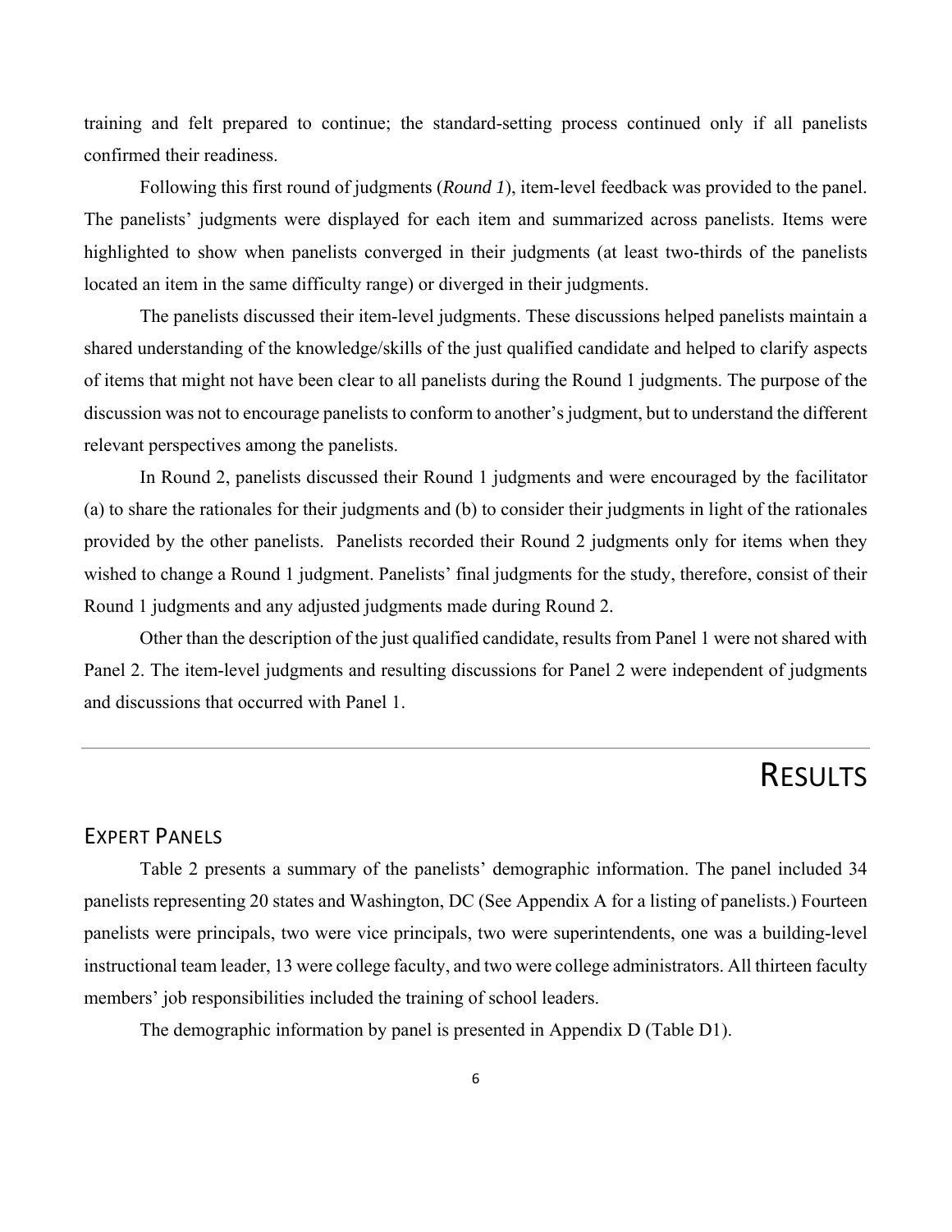training and felt prepared to continue; the standard-setting process continued only if all panelists confirmed their readiness.

Following this first round of judgments (*Round 1*), item-level feedback was provided to the panel. The panelists' judgments were displayed for each item and summarized across panelists. Items were highlighted to show when panelists converged in their judgments (at least two-thirds of the panelists located an item in the same difficulty range) or diverged in their judgments.

The panelists discussed their item-level judgments. These discussions helped panelists maintain a shared understanding of the knowledge/skills of the just qualified candidate and helped to clarify aspects of items that might not have been clear to all panelists during the Round 1 judgments. The purpose of the discussion was not to encourage panelists to conform to another's judgment, but to understand the different relevant perspectives among the panelists.

In Round 2, panelists discussed their Round 1 judgments and were encouraged by the facilitator (a) to share the rationales for their judgments and (b) to consider their judgments in light of the rationales provided by the other panelists. Panelists recorded their Round 2 judgments only for items when they wished to change a Round 1 judgment. Panelists' final judgments for the study, therefore, consist of their Round 1 judgments and any adjusted judgments made during Round 2.

Other than the description of the just qualified candidate, results from Panel 1 were not shared with Panel 2. The item-level judgments and resulting discussions for Panel 2 were independent of judgments and discussions that occurred with Panel 1.

# RESULTS

## EXPERT PANELS

Table 2 presents a summary of the panelists' demographic information. The panel included 34 panelists representing 20 states and Washington, DC (See Appendix A for a listing of panelists.) Fourteen panelists were principals, two were vice principals, two were superintendents, one was a building-level instructional team leader, 13 were college faculty, and two were college administrators. All thirteen faculty members' job responsibilities included the training of school leaders.

The demographic information by panel is presented in Appendix D (Table D1).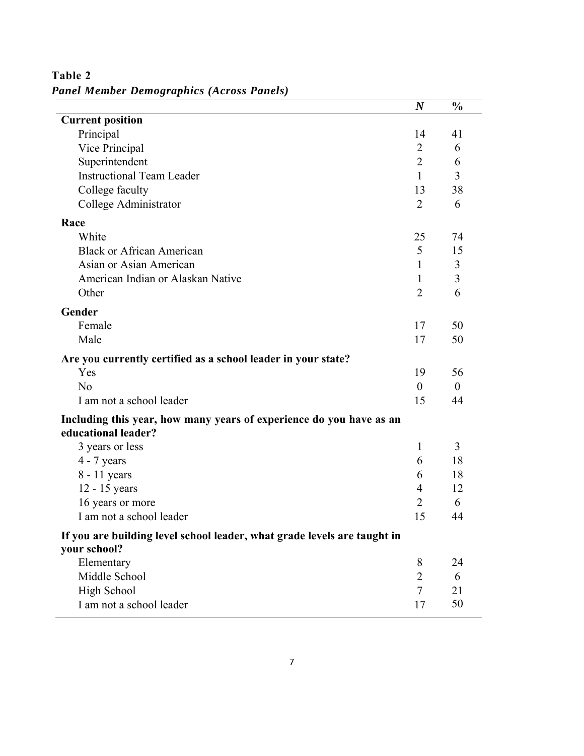**Table 2**

***Panel Member Demographics (Across Panels)***

| | *N* | % |
|---|---|---|
| **Current position** | | |
| Principal | 14 | 41 |
| Vice Principal | 2 | 6 |
| Superintendent | 2 | 6 |
| Instructional Team Leader | 1 | 3 |
| College faculty | 13 | 38 |
| College Administrator | 2 | 6 |
| **Race** | | |
| White | 25 | 74 |
| Black or African American | 5 | 15 |
| Asian or Asian American | 1 | 3 |
| American Indian or Alaskan Native | 1 | 3 |
| Other | 2 | 6 |
| **Gender** | | |
| Female | 17 | 50 |
| Male | 17 | 50 |
| **Are you currently certified as a school leader in your state?** | | |
| Yes | 19 | 56 |
| No | 0 | 0 |
| I am not a school leader | 15 | 44 |
| **Including this year, how many years of experience do you have as an educational leader?** | | |
| 3 years or less | 1 | 3 |
| 4 - 7 years | 6 | 18 |
| 8 - 11 years | 6 | 18 |
| 12 - 15 years | 4 | 12 |
| 16 years or more | 2 | 6 |
| I am not a school leader | 15 | 44 |
| **If you are building level school leader, what grade levels are taught in your school?** | | |
| Elementary | 8 | 24 |
| Middle School | 2 | 6 |
| High School | 7 | 21 |
| I am not a school leader | 17 | 50 |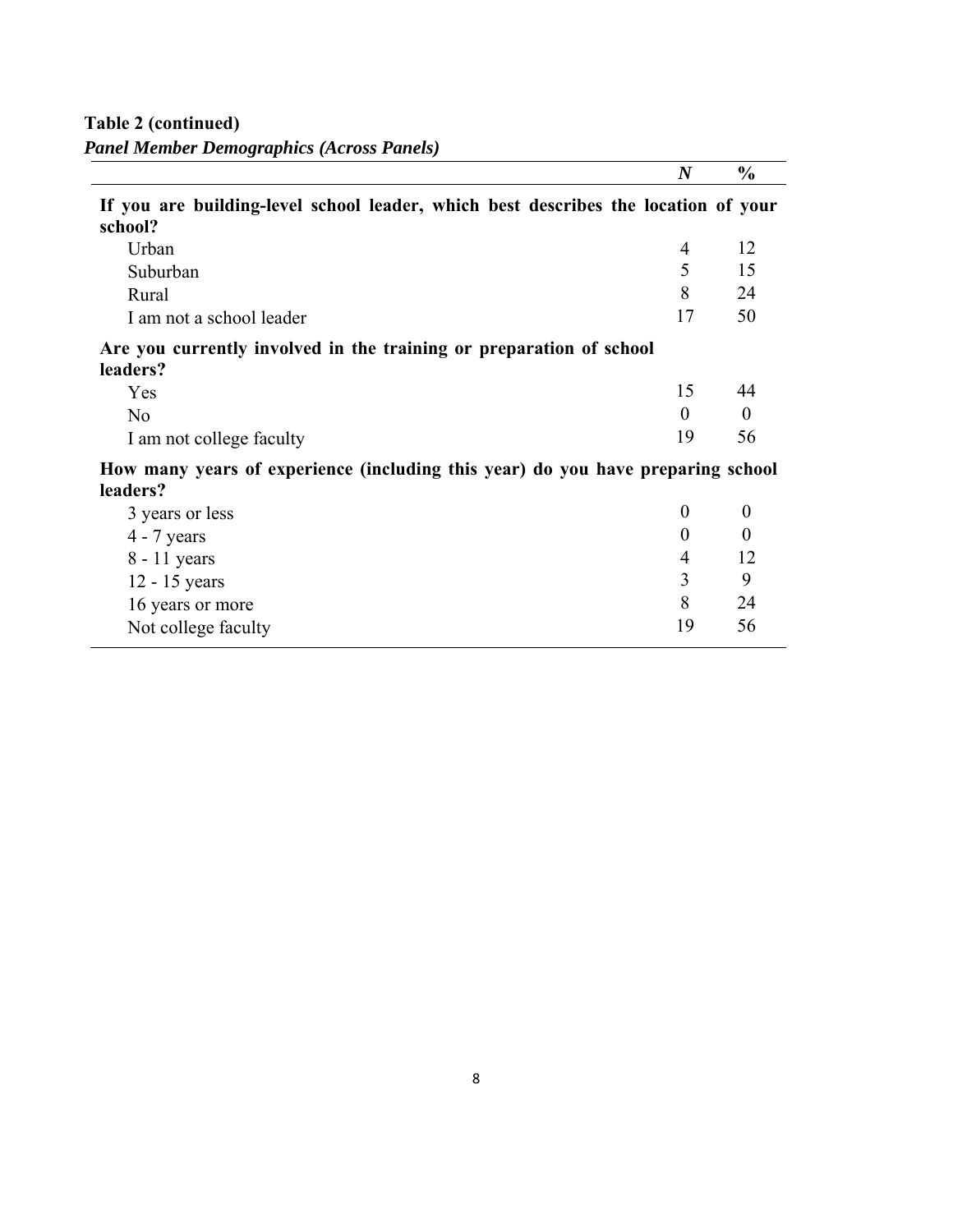**Table 2 (continued)**

***Panel Member Demographics (Across Panels)***

| | *N* | % |
|---|---|---|
| **If you are building-level school leader, which best describes the location of your school?** | | |
| Urban | 4 | 12 |
| Suburban | 5 | 15 |
| Rural | 8 | 24 |
| I am not a school leader | 17 | 50 |
| **Are you currently involved in the training or preparation of school leaders?** | | |
| Yes | 15 | 44 |
| No | 0 | 0 |
| I am not college faculty | 19 | 56 |
| **How many years of experience (including this year) do you have preparing school leaders?** | | |
| 3 years or less | 0 | 0 |
| 4 - 7 years | 0 | 0 |
| 8 - 11 years | 4 | 12 |
| 12 - 15 years | 3 | 9 |
| 16 years or more | 8 | 24 |
| Not college faculty | 19 | 56 |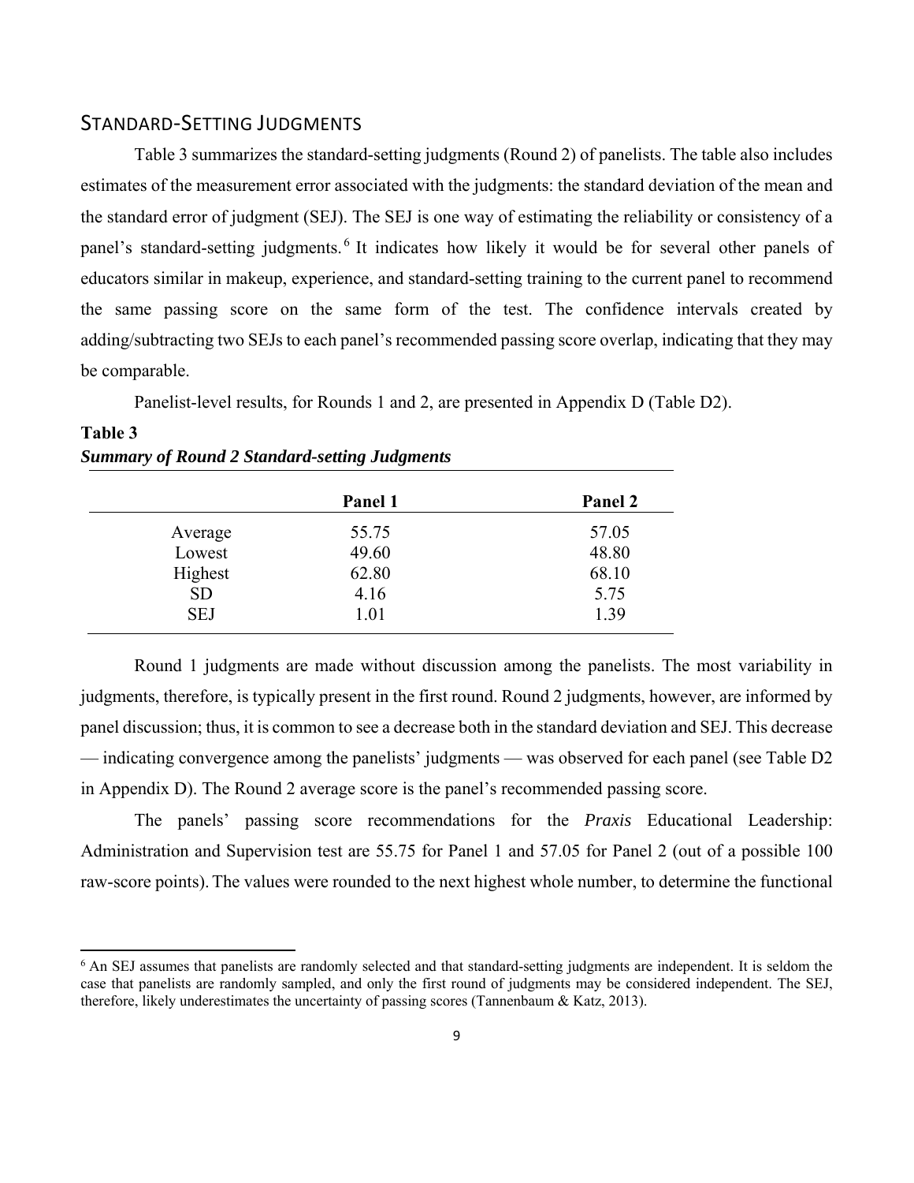## Standard-Setting Judgments

Table 3 summarizes the standard-setting judgments (Round 2) of panelists. The table also includes estimates of the measurement error associated with the judgments: the standard deviation of the mean and the standard error of judgment (SEJ). The SEJ is one way of estimating the reliability or consistency of a panel's standard-setting judgments.[6] It indicates how likely it would be for several other panels of educators similar in makeup, experience, and standard-setting training to the current panel to recommend the same passing score on the same form of the test. The confidence intervals created by adding/subtracting two SEJs to each panel's recommended passing score overlap, indicating that they may be comparable.

Panelist-level results, for Rounds 1 and 2, are presented in Appendix D (Table D2).

**Table 3**
***Summary of Round 2 Standard-setting Judgments***

| | Panel 1 | Panel 2 |
|---|---|---|
| Average | 55.75 | 57.05 |
| Lowest | 49.60 | 48.80 |
| Highest | 62.80 | 68.10 |
| SD | 4.16 | 5.75 |
| SEJ | 1.01 | 1.39 |

Round 1 judgments are made without discussion among the panelists. The most variability in judgments, therefore, is typically present in the first round. Round 2 judgments, however, are informed by panel discussion; thus, it is common to see a decrease both in the standard deviation and SEJ. This decrease — indicating convergence among the panelists' judgments — was observed for each panel (see Table D2 in Appendix D). The Round 2 average score is the panel's recommended passing score.

The panels' passing score recommendations for the *Praxis* Educational Leadership: Administration and Supervision test are 55.75 for Panel 1 and 57.05 for Panel 2 (out of a possible 100 raw-score points). The values were rounded to the next highest whole number, to determine the functional

[6] An SEJ assumes that panelists are randomly selected and that standard-setting judgments are independent. It is seldom the case that panelists are randomly sampled, and only the first round of judgments may be considered independent. The SEJ, therefore, likely underestimates the uncertainty of passing scores (Tannenbaum & Katz, 2013).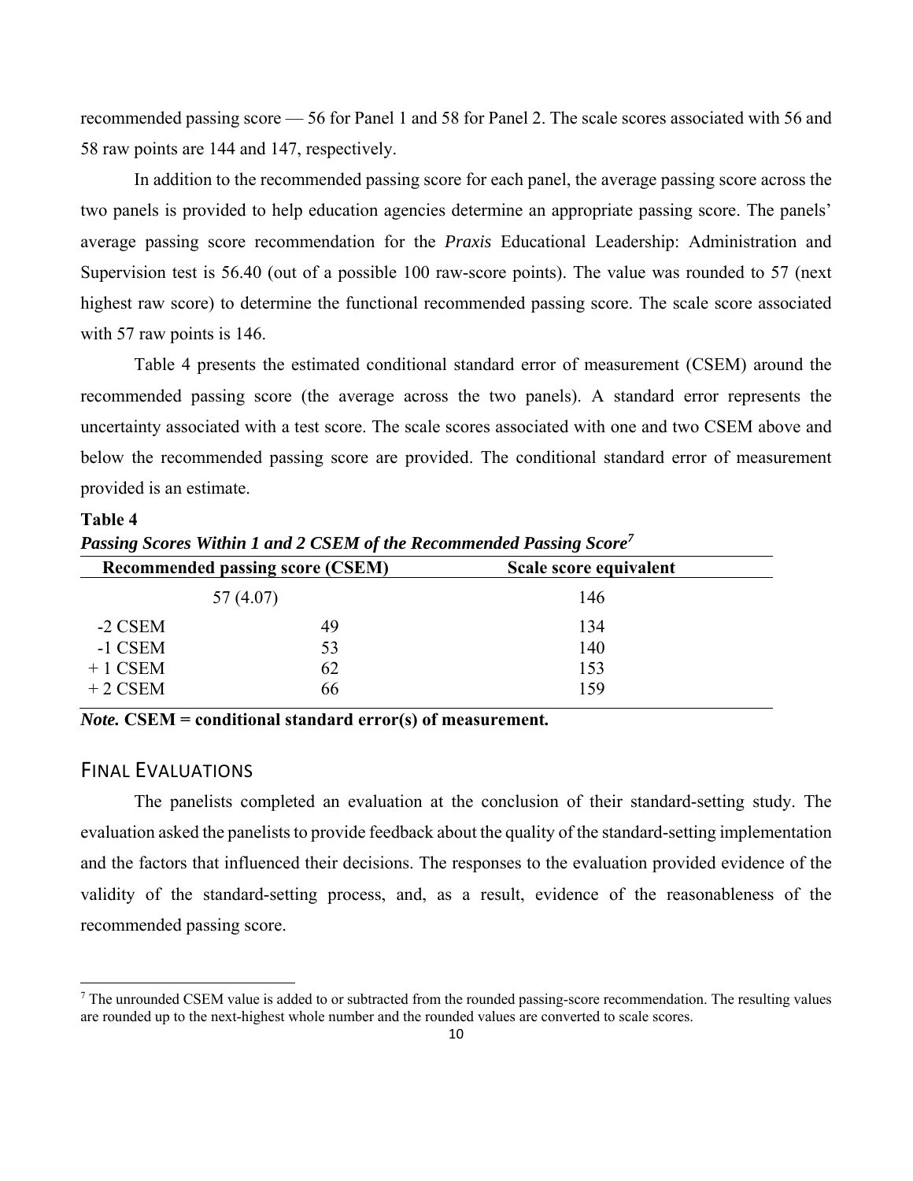recommended passing score — 56 for Panel 1 and 58 for Panel 2. The scale scores associated with 56 and 58 raw points are 144 and 147, respectively.

In addition to the recommended passing score for each panel, the average passing score across the two panels is provided to help education agencies determine an appropriate passing score. The panels' average passing score recommendation for the *Praxis* Educational Leadership: Administration and Supervision test is 56.40 (out of a possible 100 raw-score points). The value was rounded to 57 (next highest raw score) to determine the functional recommended passing score. The scale score associated with 57 raw points is 146.

Table 4 presents the estimated conditional standard error of measurement (CSEM) around the recommended passing score (the average across the two panels). A standard error represents the uncertainty associated with a test score. The scale scores associated with one and two CSEM above and below the recommended passing score are provided. The conditional standard error of measurement provided is an estimate.

**Table 4**

***Passing Scores Within 1 and 2 CSEM of the Recommended Passing Score***[7]

| Recommended passing score (CSEM) | | Scale score equivalent |
|---|---|---|
| | 57 (4.07) | 146 |
| -2 CSEM | 49 | 134 |
| -1 CSEM | 53 | 140 |
| + 1 CSEM | 62 | 153 |
| + 2 CSEM | 66 | 159 |

***Note.*** **CSEM = conditional standard error(s) of measurement.**

## Final Evaluations

The panelists completed an evaluation at the conclusion of their standard-setting study. The evaluation asked the panelists to provide feedback about the quality of the standard-setting implementation and the factors that influenced their decisions. The responses to the evaluation provided evidence of the validity of the standard-setting process, and, as a result, evidence of the reasonableness of the recommended passing score.

[7] The unrounded CSEM value is added to or subtracted from the rounded passing-score recommendation. The resulting values are rounded up to the next-highest whole number and the rounded values are converted to scale scores.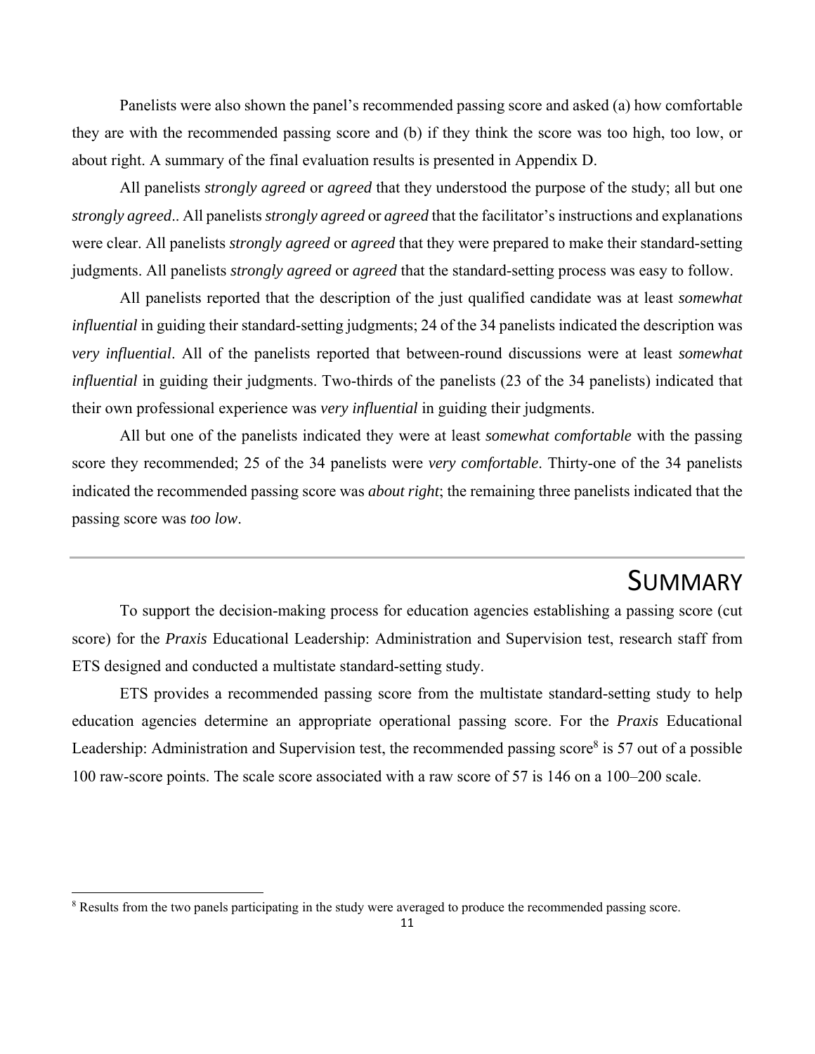Panelists were also shown the panel's recommended passing score and asked (a) how comfortable they are with the recommended passing score and (b) if they think the score was too high, too low, or about right. A summary of the final evaluation results is presented in Appendix D.

All panelists *strongly agreed* or *agreed* that they understood the purpose of the study; all but one *strongly agreed*.. All panelists *strongly agreed* or *agreed* that the facilitator's instructions and explanations were clear. All panelists *strongly agreed* or *agreed* that they were prepared to make their standard-setting judgments. All panelists *strongly agreed* or *agreed* that the standard-setting process was easy to follow.

All panelists reported that the description of the just qualified candidate was at least *somewhat influential* in guiding their standard-setting judgments; 24 of the 34 panelists indicated the description was *very influential*. All of the panelists reported that between-round discussions were at least *somewhat influential* in guiding their judgments. Two-thirds of the panelists (23 of the 34 panelists) indicated that their own professional experience was *very influential* in guiding their judgments.

All but one of the panelists indicated they were at least *somewhat comfortable* with the passing score they recommended; 25 of the 34 panelists were *very comfortable*. Thirty-one of the 34 panelists indicated the recommended passing score was *about right*; the remaining three panelists indicated that the passing score was *too low*.

# Summary

To support the decision-making process for education agencies establishing a passing score (cut score) for the *Praxis* Educational Leadership: Administration and Supervision test, research staff from ETS designed and conducted a multistate standard-setting study.

ETS provides a recommended passing score from the multistate standard-setting study to help education agencies determine an appropriate operational passing score. For the *Praxis* Educational Leadership: Administration and Supervision test, the recommended passing score[8] is 57 out of a possible 100 raw-score points. The scale score associated with a raw score of 57 is 146 on a 100–200 scale.

[8] Results from the two panels participating in the study were averaged to produce the recommended passing score.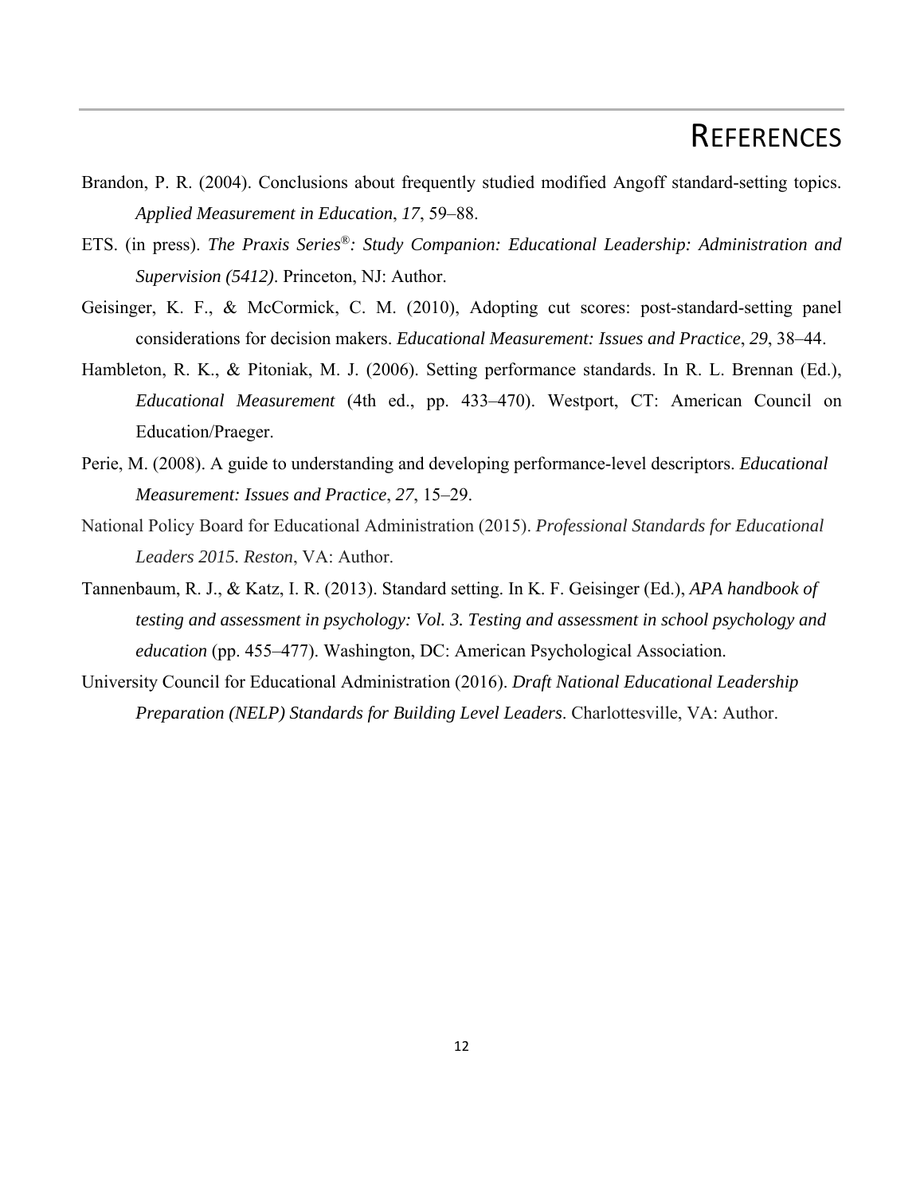# REFERENCES

Brandon, P. R. (2004). Conclusions about frequently studied modified Angoff standard-setting topics. *Applied Measurement in Education*, *17*, 59–88.

ETS. (in press). *The Praxis Series®: Study Companion: Educational Leadership: Administration and Supervision (5412)*. Princeton, NJ: Author.

Geisinger, K. F., & McCormick, C. M. (2010), Adopting cut scores: post-standard-setting panel considerations for decision makers. *Educational Measurement: Issues and Practice*, *29*, 38–44.

Hambleton, R. K., & Pitoniak, M. J. (2006). Setting performance standards. In R. L. Brennan (Ed.), *Educational Measurement* (4th ed., pp. 433–470). Westport, CT: American Council on Education/Praeger.

Perie, M. (2008). A guide to understanding and developing performance-level descriptors. *Educational Measurement: Issues and Practice*, *27*, 15–29.

National Policy Board for Educational Administration (2015). *Professional Standards for Educational Leaders 2015. Reston*, VA: Author.

Tannenbaum, R. J., & Katz, I. R. (2013). Standard setting. In K. F. Geisinger (Ed.), *APA handbook of testing and assessment in psychology: Vol. 3. Testing and assessment in school psychology and education* (pp. 455–477). Washington, DC: American Psychological Association.

University Council for Educational Administration (2016). *Draft National Educational Leadership Preparation (NELP) Standards for Building Level Leaders*. Charlottesville, VA: Author.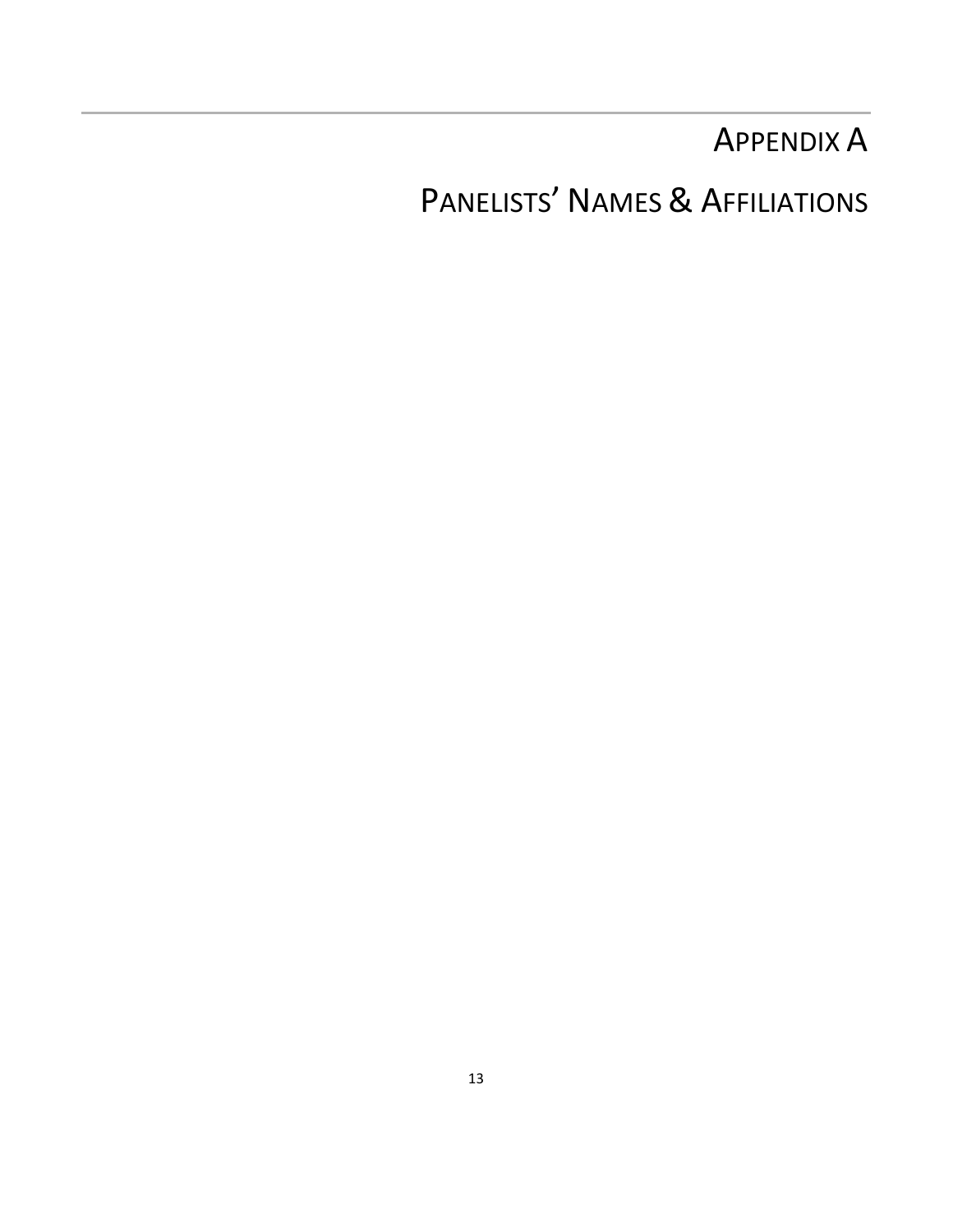# Appendix A

# Panelists' Names & Affiliations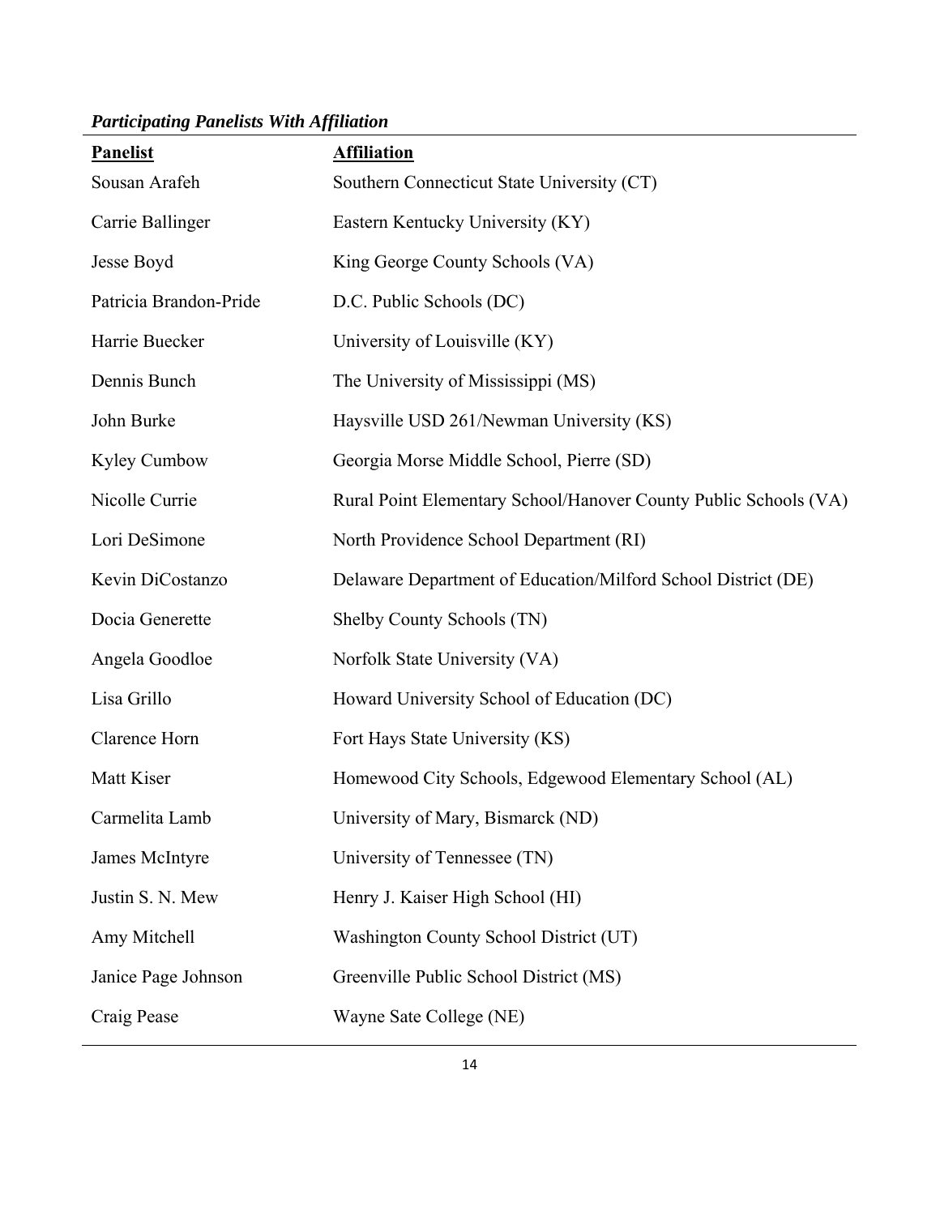***Participating Panelists With Affiliation***

| Panelist | Affiliation |
|---|---|
| Sousan Arafeh | Southern Connecticut State University (CT) |
| Carrie Ballinger | Eastern Kentucky University (KY) |
| Jesse Boyd | King George County Schools (VA) |
| Patricia Brandon-Pride | D.C. Public Schools (DC) |
| Harrie Buecker | University of Louisville (KY) |
| Dennis Bunch | The University of Mississippi (MS) |
| John Burke | Haysville USD 261/Newman University (KS) |
| Kyley Cumbow | Georgia Morse Middle School, Pierre (SD) |
| Nicolle Currie | Rural Point Elementary School/Hanover County Public Schools (VA) |
| Lori DeSimone | North Providence School Department (RI) |
| Kevin DiCostanzo | Delaware Department of Education/Milford School District (DE) |
| Docia Generette | Shelby County Schools (TN) |
| Angela Goodloe | Norfolk State University (VA) |
| Lisa Grillo | Howard University School of Education (DC) |
| Clarence Horn | Fort Hays State University (KS) |
| Matt Kiser | Homewood City Schools, Edgewood Elementary School (AL) |
| Carmelita Lamb | University of Mary, Bismarck (ND) |
| James McIntyre | University of Tennessee (TN) |
| Justin S. N. Mew | Henry J. Kaiser High School (HI) |
| Amy Mitchell | Washington County School District (UT) |
| Janice Page Johnson | Greenville Public School District (MS) |
| Craig Pease | Wayne Sate College (NE) |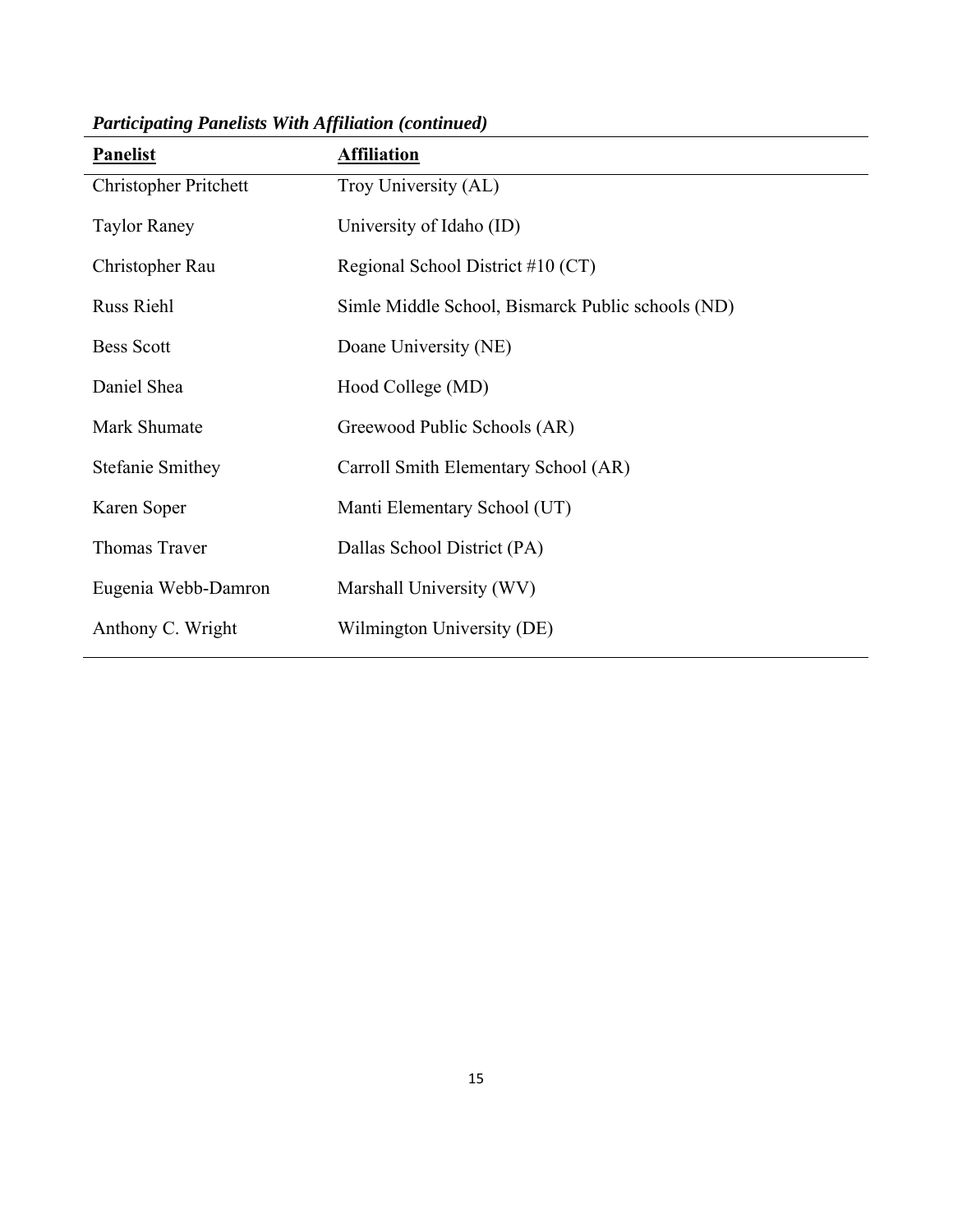***Participating Panelists With Affiliation (continued)***

| Panelist | Affiliation |
|---|---|
| Christopher Pritchett | Troy University (AL) |
| Taylor Raney | University of Idaho (ID) |
| Christopher Rau | Regional School District #10 (CT) |
| Russ Riehl | Simle Middle School, Bismarck Public schools (ND) |
| Bess Scott | Doane University (NE) |
| Daniel Shea | Hood College (MD) |
| Mark Shumate | Greewood Public Schools (AR) |
| Stefanie Smithey | Carroll Smith Elementary School (AR) |
| Karen Soper | Manti Elementary School (UT) |
| Thomas Traver | Dallas School District (PA) |
| Eugenia Webb-Damron | Marshall University (WV) |
| Anthony C. Wright | Wilmington University (DE) |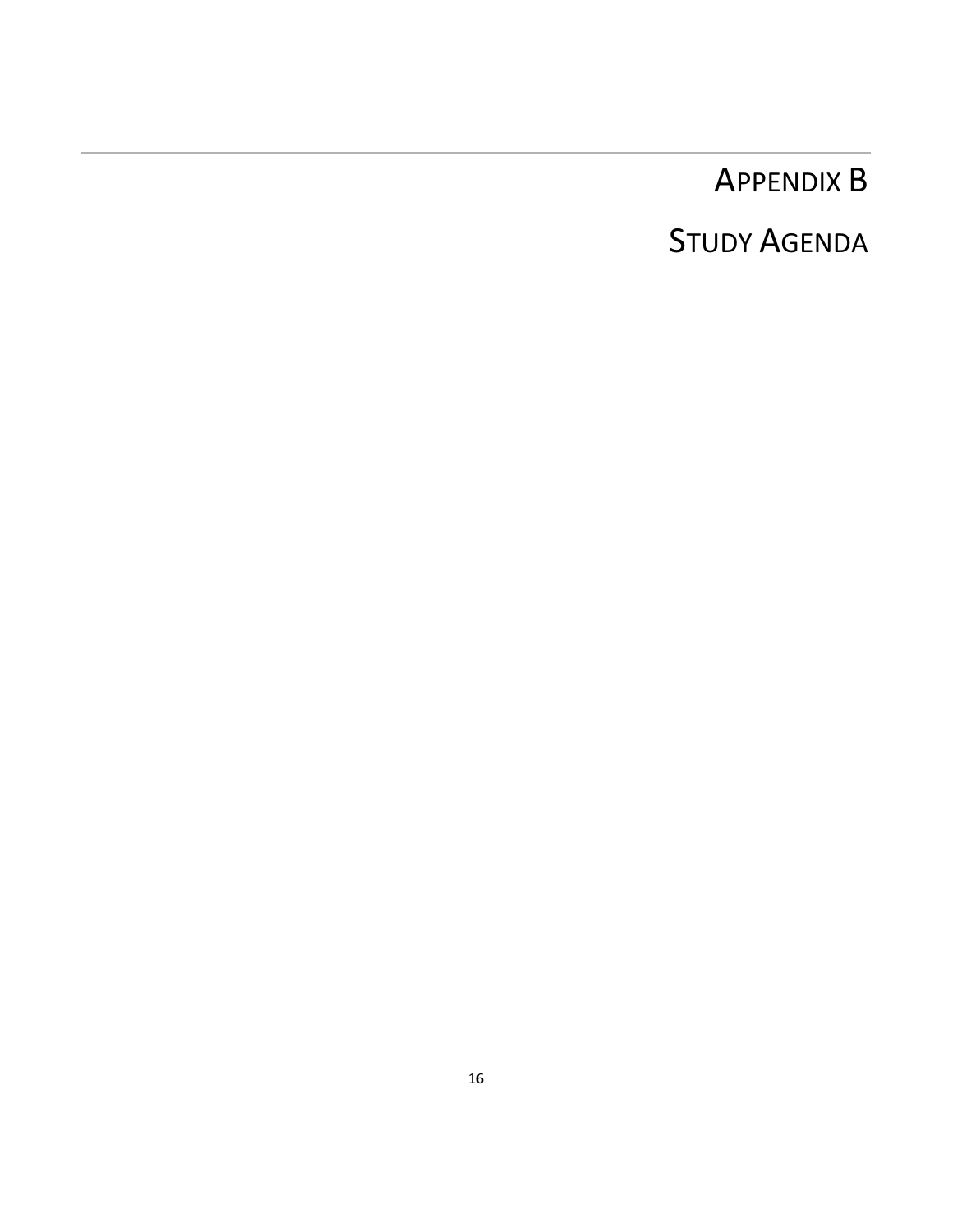# Appendix B

# Study Agenda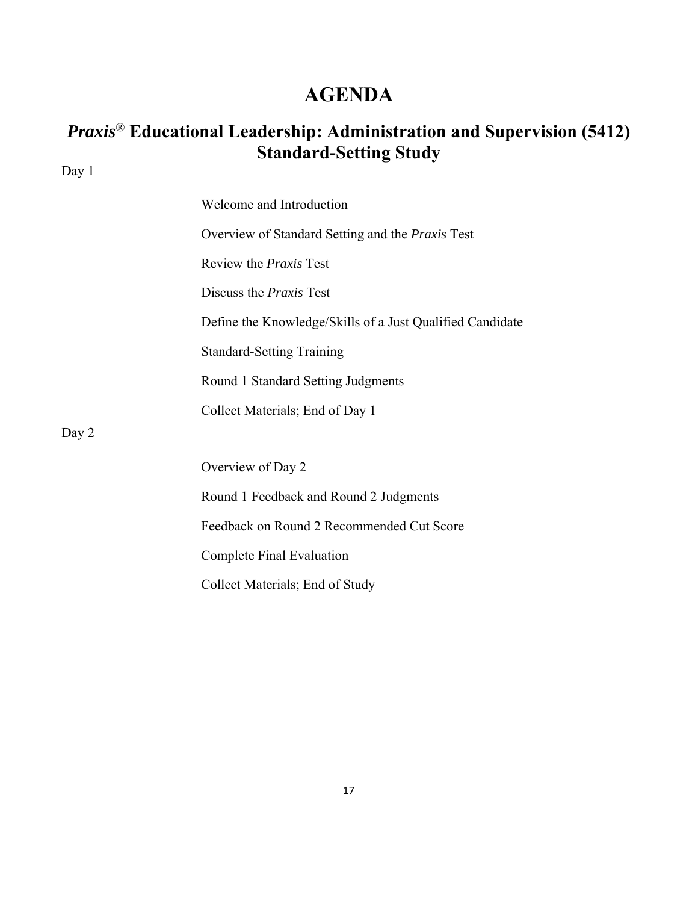# AGENDA

## *Praxis*® Educational Leadership: Administration and Supervision (5412) Standard-Setting Study

Day 1

Welcome and Introduction

Overview of Standard Setting and the *Praxis* Test

Review the *Praxis* Test

Discuss the *Praxis* Test

Define the Knowledge/Skills of a Just Qualified Candidate

Standard-Setting Training

Round 1 Standard Setting Judgments

Collect Materials; End of Day 1

Day 2

Overview of Day 2

Round 1 Feedback and Round 2 Judgments

Feedback on Round 2 Recommended Cut Score

Complete Final Evaluation

Collect Materials; End of Study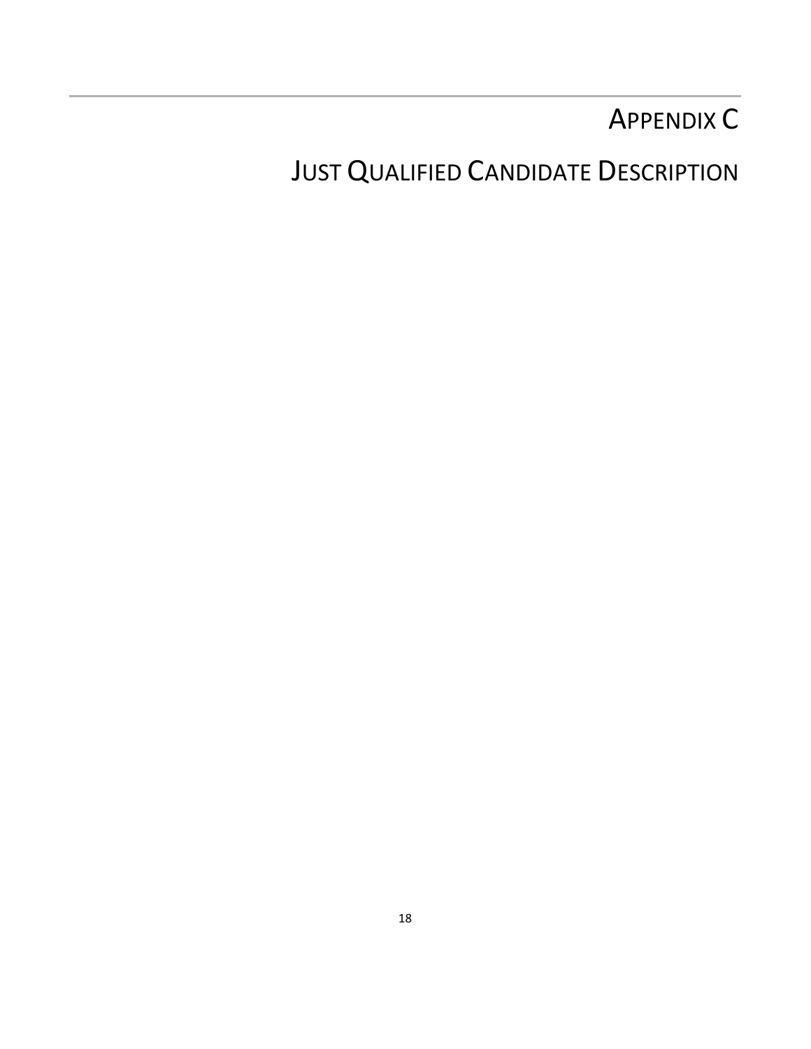# Appendix C

# Just Qualified Candidate Description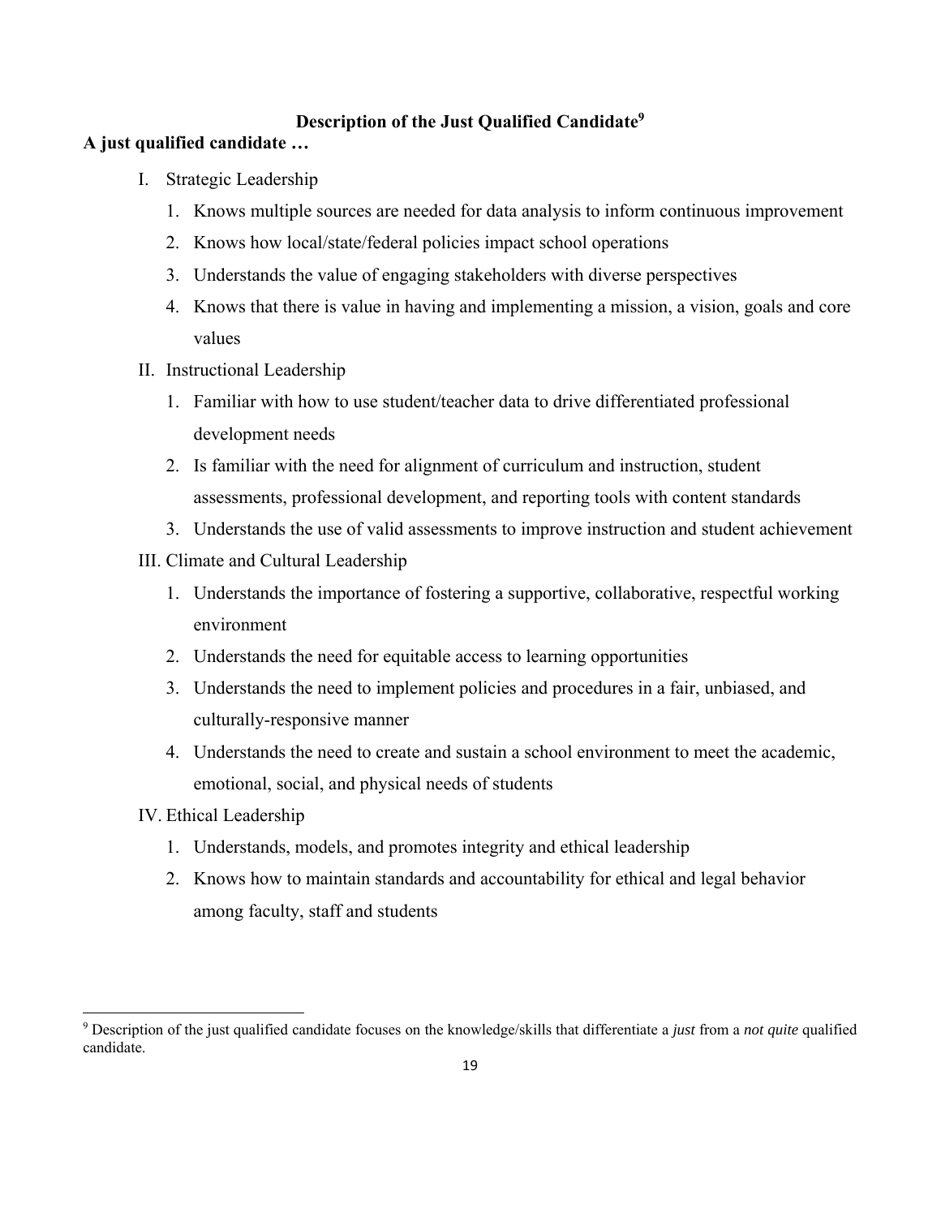## Description of the Just Qualified Candidate[9]

**A just qualified candidate …**

I. Strategic Leadership
   1. Knows multiple sources are needed for data analysis to inform continuous improvement
   2. Knows how local/state/federal policies impact school operations
   3. Understands the value of engaging stakeholders with diverse perspectives
   4. Knows that there is value in having and implementing a mission, a vision, goals and core values

II. Instructional Leadership
   1. Familiar with how to use student/teacher data to drive differentiated professional development needs
   2. Is familiar with the need for alignment of curriculum and instruction, student assessments, professional development, and reporting tools with content standards
   3. Understands the use of valid assessments to improve instruction and student achievement

III. Climate and Cultural Leadership
   1. Understands the importance of fostering a supportive, collaborative, respectful working environment
   2. Understands the need for equitable access to learning opportunities
   3. Understands the need to implement policies and procedures in a fair, unbiased, and culturally-responsive manner
   4. Understands the need to create and sustain a school environment to meet the academic, emotional, social, and physical needs of students

IV. Ethical Leadership
   1. Understands, models, and promotes integrity and ethical leadership
   2. Knows how to maintain standards and accountability for ethical and legal behavior among faculty, staff and students

---

[9] Description of the just qualified candidate focuses on the knowledge/skills that differentiate a *just* from a *not quite* qualified candidate.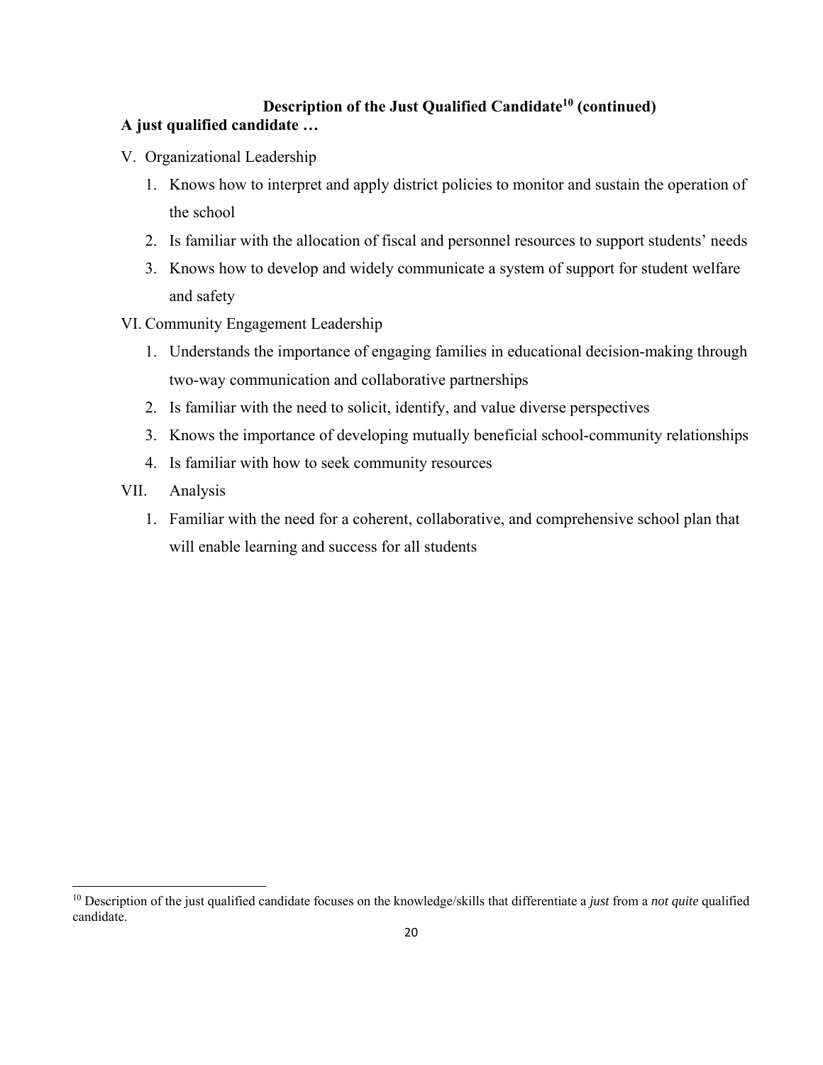## Description of the Just Qualified Candidate[10] (continued)

**A just qualified candidate …**

V. Organizational Leadership

1. Knows how to interpret and apply district policies to monitor and sustain the operation of the school
2. Is familiar with the allocation of fiscal and personnel resources to support students' needs
3. Knows how to develop and widely communicate a system of support for student welfare and safety

VI. Community Engagement Leadership

1. Understands the importance of engaging families in educational decision-making through two-way communication and collaborative partnerships
2. Is familiar with the need to solicit, identify, and value diverse perspectives
3. Knows the importance of developing mutually beneficial school-community relationships
4. Is familiar with how to seek community resources

VII. Analysis

1. Familiar with the need for a coherent, collaborative, and comprehensive school plan that will enable learning and success for all students

---

[10] Description of the just qualified candidate focuses on the knowledge/skills that differentiate a *just* from a *not quite* qualified candidate.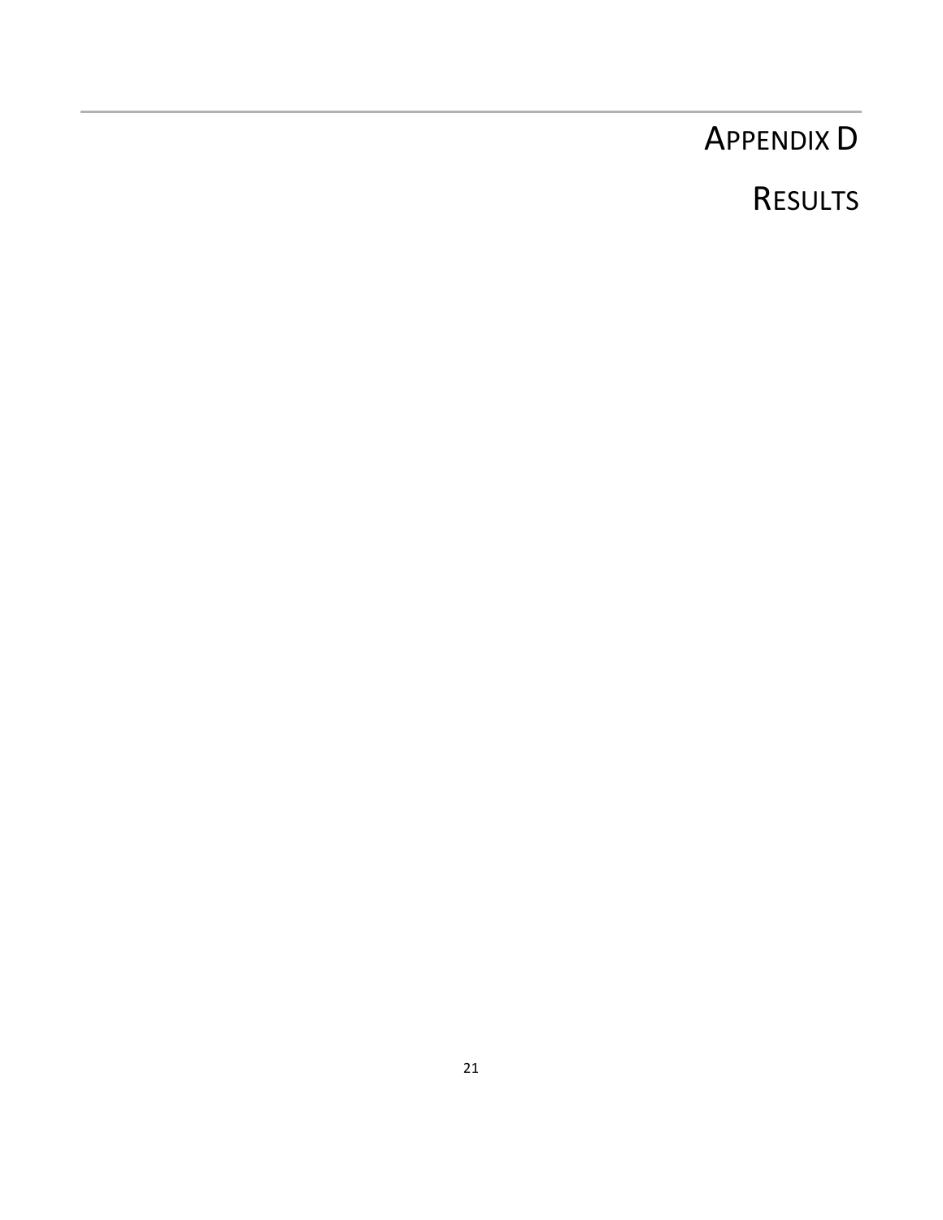# Appendix D

## Results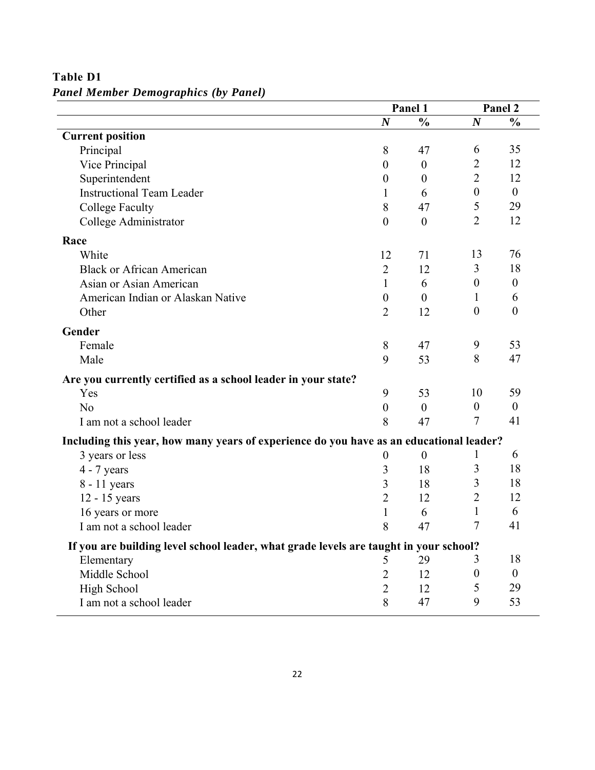**Table D1**

***Panel Member Demographics (by Panel)***

| | Panel 1 | | Panel 2 | |
|---|---|---|---|---|
| | ***N*** | **%** | ***N*** | **%** |
| **Current position** | | | | |
| Principal | 8 | 47 | 6 | 35 |
| Vice Principal | 0 | 0 | 2 | 12 |
| Superintendent | 0 | 0 | 2 | 12 |
| Instructional Team Leader | 1 | 6 | 0 | 0 |
| College Faculty | 8 | 47 | 5 | 29 |
| College Administrator | 0 | 0 | 2 | 12 |
| **Race** | | | | |
| White | 12 | 71 | 13 | 76 |
| Black or African American | 2 | 12 | 3 | 18 |
| Asian or Asian American | 1 | 6 | 0 | 0 |
| American Indian or Alaskan Native | 0 | 0 | 1 | 6 |
| Other | 2 | 12 | 0 | 0 |
| **Gender** | | | | |
| Female | 8 | 47 | 9 | 53 |
| Male | 9 | 53 | 8 | 47 |
| **Are you currently certified as a school leader in your state?** | | | | |
| Yes | 9 | 53 | 10 | 59 |
| No | 0 | 0 | 0 | 0 |
| I am not a school leader | 8 | 47 | 7 | 41 |
| **Including this year, how many years of experience do you have as an educational leader?** | | | | |
| 3 years or less | 0 | 0 | 1 | 6 |
| 4 - 7 years | 3 | 18 | 3 | 18 |
| 8 - 11 years | 3 | 18 | 3 | 18 |
| 12 - 15 years | 2 | 12 | 2 | 12 |
| 16 years or more | 1 | 6 | 1 | 6 |
| I am not a school leader | 8 | 47 | 7 | 41 |
| **If you are building level school leader, what grade levels are taught in your school?** | | | | |
| Elementary | 5 | 29 | 3 | 18 |
| Middle School | 2 | 12 | 0 | 0 |
| High School | 2 | 12 | 5 | 29 |
| I am not a school leader | 8 | 47 | 9 | 53 |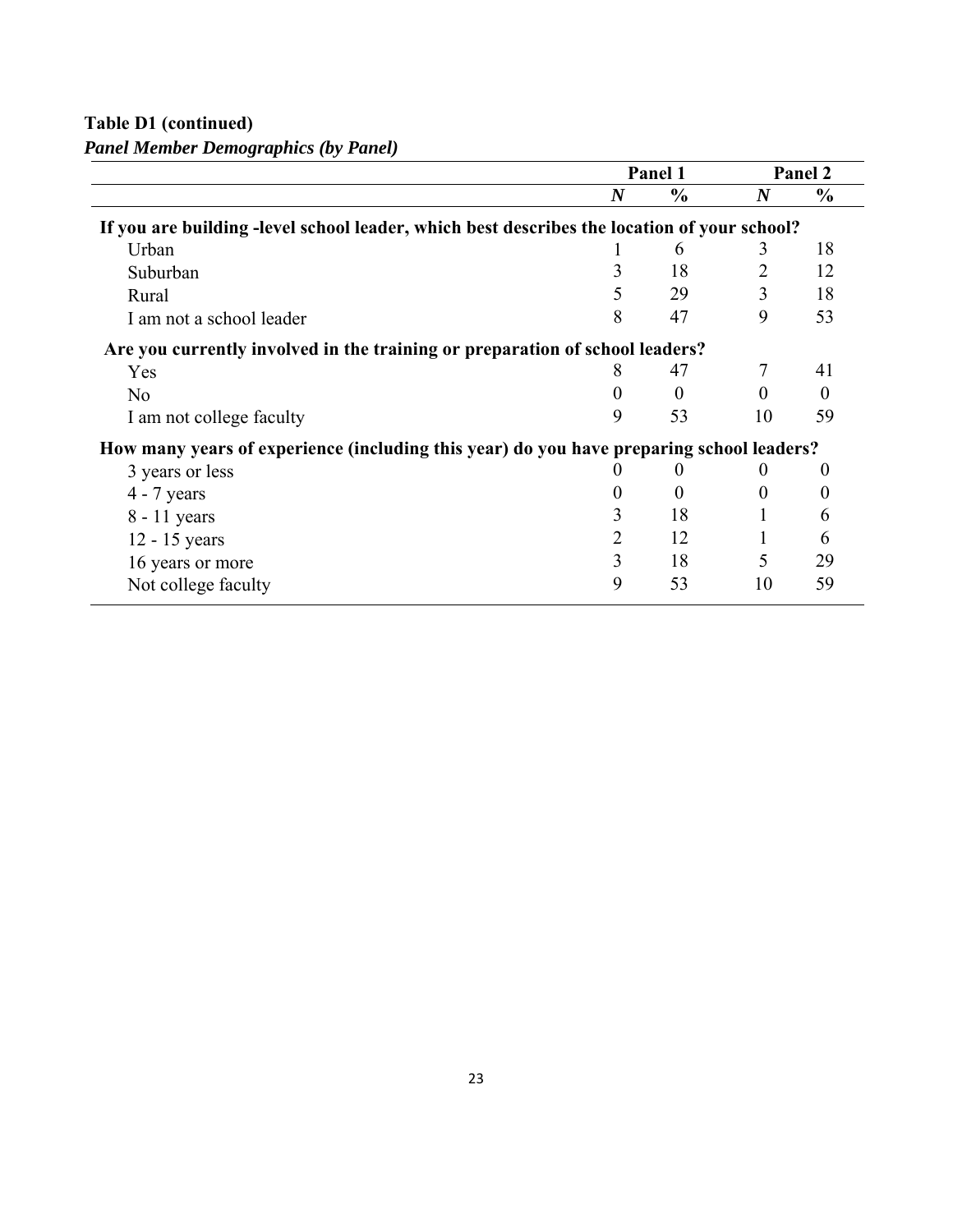**Table D1 (continued)**

***Panel Member Demographics (by Panel)***

| | Panel 1 | | Panel 2 | |
|---|---|---|---|---|
| | ***N*** | **%** | ***N*** | **%** |
| **If you are building -level school leader, which best describes the location of your school?** | | | | |
| Urban | 1 | 6 | 3 | 18 |
| Suburban | 3 | 18 | 2 | 12 |
| Rural | 5 | 29 | 3 | 18 |
| I am not a school leader | 8 | 47 | 9 | 53 |
| **Are you currently involved in the training or preparation of school leaders?** | | | | |
| Yes | 8 | 47 | 7 | 41 |
| No | 0 | 0 | 0 | 0 |
| I am not college faculty | 9 | 53 | 10 | 59 |
| **How many years of experience (including this year) do you have preparing school leaders?** | | | | |
| 3 years or less | 0 | 0 | 0 | 0 |
| 4 - 7 years | 0 | 0 | 0 | 0 |
| 8 - 11 years | 3 | 18 | 1 | 6 |
| 12 - 15 years | 2 | 12 | 1 | 6 |
| 16 years or more | 3 | 18 | 5 | 29 |
| Not college faculty | 9 | 53 | 10 | 59 |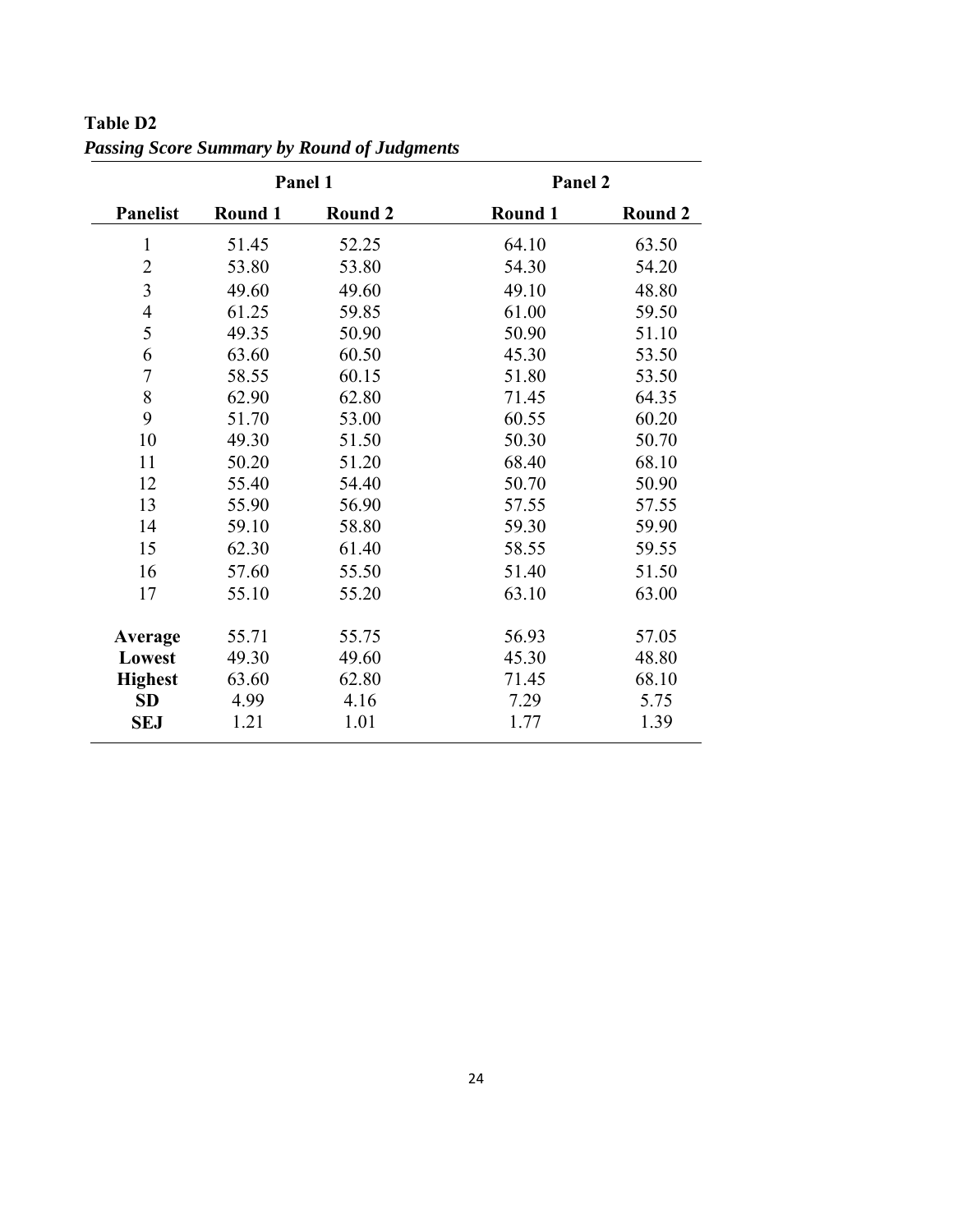**Table D2**

***Passing Score Summary by Round of Judgments***

| | Panel 1 | | Panel 2 | |
|---|---|---|---|---|
| **Panelist** | **Round 1** | **Round 2** | **Round 1** | **Round 2** |
| 1 | 51.45 | 52.25 | 64.10 | 63.50 |
| 2 | 53.80 | 53.80 | 54.30 | 54.20 |
| 3 | 49.60 | 49.60 | 49.10 | 48.80 |
| 4 | 61.25 | 59.85 | 61.00 | 59.50 |
| 5 | 49.35 | 50.90 | 50.90 | 51.10 |
| 6 | 63.60 | 60.50 | 45.30 | 53.50 |
| 7 | 58.55 | 60.15 | 51.80 | 53.50 |
| 8 | 62.90 | 62.80 | 71.45 | 64.35 |
| 9 | 51.70 | 53.00 | 60.55 | 60.20 |
| 10 | 49.30 | 51.50 | 50.30 | 50.70 |
| 11 | 50.20 | 51.20 | 68.40 | 68.10 |
| 12 | 55.40 | 54.40 | 50.70 | 50.90 |
| 13 | 55.90 | 56.90 | 57.55 | 57.55 |
| 14 | 59.10 | 58.80 | 59.30 | 59.90 |
| 15 | 62.30 | 61.40 | 58.55 | 59.55 |
| 16 | 57.60 | 55.50 | 51.40 | 51.50 |
| 17 | 55.10 | 55.20 | 63.10 | 63.00 |
| **Average** | 55.71 | 55.75 | 56.93 | 57.05 |
| **Lowest** | 49.30 | 49.60 | 45.30 | 48.80 |
| **Highest** | 63.60 | 62.80 | 71.45 | 68.10 |
| **SD** | 4.99 | 4.16 | 7.29 | 5.75 |
| **SEJ** | 1.21 | 1.01 | 1.77 | 1.39 |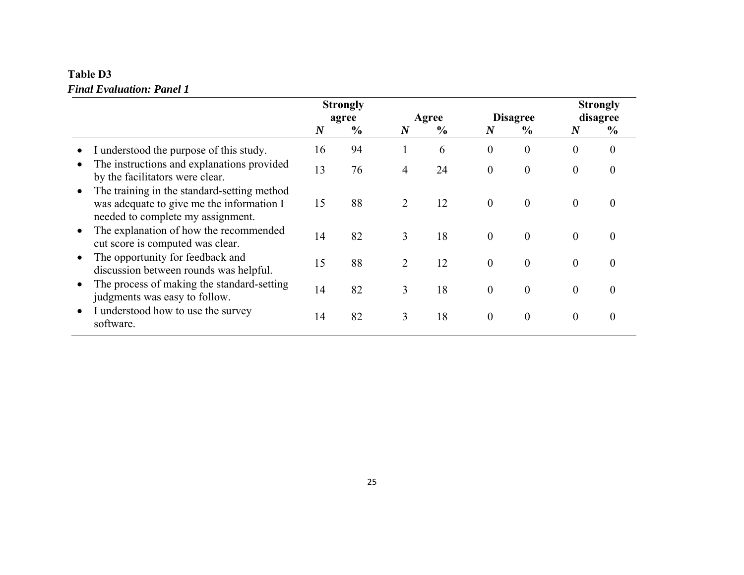**Table D3**

***Final Evaluation: Panel 1***

| | Strongly agree | | Agree | | Disagree | | Strongly disagree | |
|---|---|---|---|---|---|---|---|---|
| | ***N*** | **%** | ***N*** | **%** | ***N*** | **%** | ***N*** | **%** |
| • I understood the purpose of this study. | 16 | 94 | 1 | 6 | 0 | 0 | 0 | 0 |
| • The instructions and explanations provided by the facilitators were clear. | 13 | 76 | 4 | 24 | 0 | 0 | 0 | 0 |
| • The training in the standard-setting method was adequate to give me the information I needed to complete my assignment. | 15 | 88 | 2 | 12 | 0 | 0 | 0 | 0 |
| • The explanation of how the recommended cut score is computed was clear. | 14 | 82 | 3 | 18 | 0 | 0 | 0 | 0 |
| • The opportunity for feedback and discussion between rounds was helpful. | 15 | 88 | 2 | 12 | 0 | 0 | 0 | 0 |
| • The process of making the standard-setting judgments was easy to follow. | 14 | 82 | 3 | 18 | 0 | 0 | 0 | 0 |
| • I understood how to use the survey software. | 14 | 82 | 3 | 18 | 0 | 0 | 0 | 0 |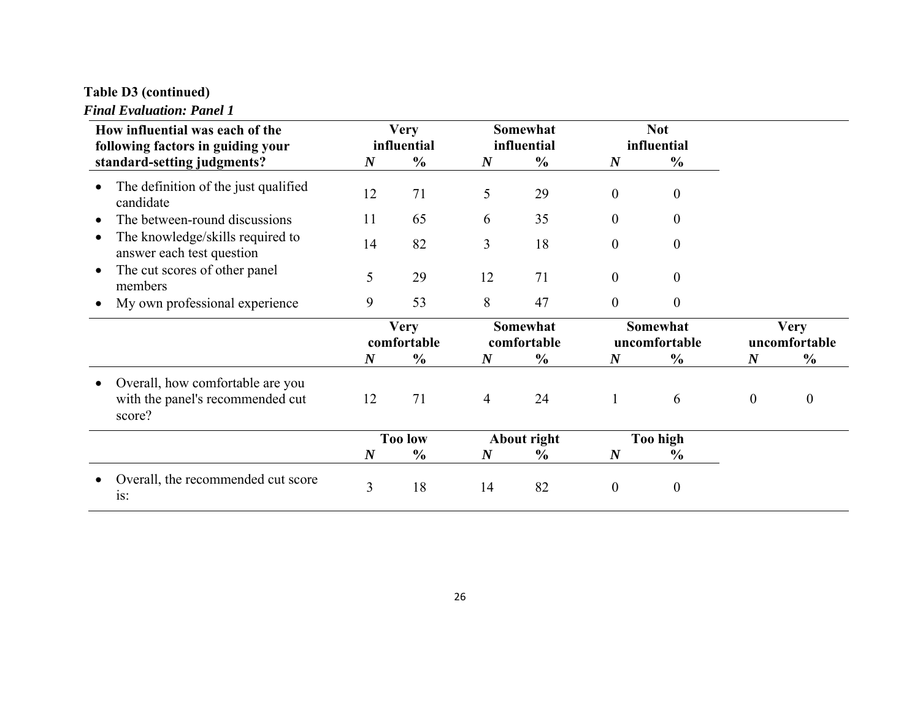**Table D3 (continued)**

***Final Evaluation: Panel 1***

| How influential was each of the following factors in guiding your standard-setting judgments? | Very influential | | Somewhat influential | | Not influential | | | |
|---|---|---|---|---|---|---|---|---|
| | *N* | % | *N* | % | *N* | % | | |
| • The definition of the just qualified candidate | 12 | 71 | 5 | 29 | 0 | 0 | | |
| • The between-round discussions | 11 | 65 | 6 | 35 | 0 | 0 | | |
| • The knowledge/skills required to answer each test question | 14 | 82 | 3 | 18 | 0 | 0 | | |
| • The cut scores of other panel members | 5 | 29 | 12 | 71 | 0 | 0 | | |
| • My own professional experience | 9 | 53 | 8 | 47 | 0 | 0 | | |
| | **Very comfortable** | | **Somewhat comfortable** | | **Somewhat uncomfortable** | | **Very uncomfortable** | |
| | *N* | % | *N* | % | *N* | % | *N* | % |
| • Overall, how comfortable are you with the panel's recommended cut score? | 12 | 71 | 4 | 24 | 1 | 6 | 0 | 0 |
| | **Too low** | | **About right** | | **Too high** | | | |
| | *N* | % | *N* | % | *N* | % | | |
| • Overall, the recommended cut score is: | 3 | 18 | 14 | 82 | 0 | 0 | | |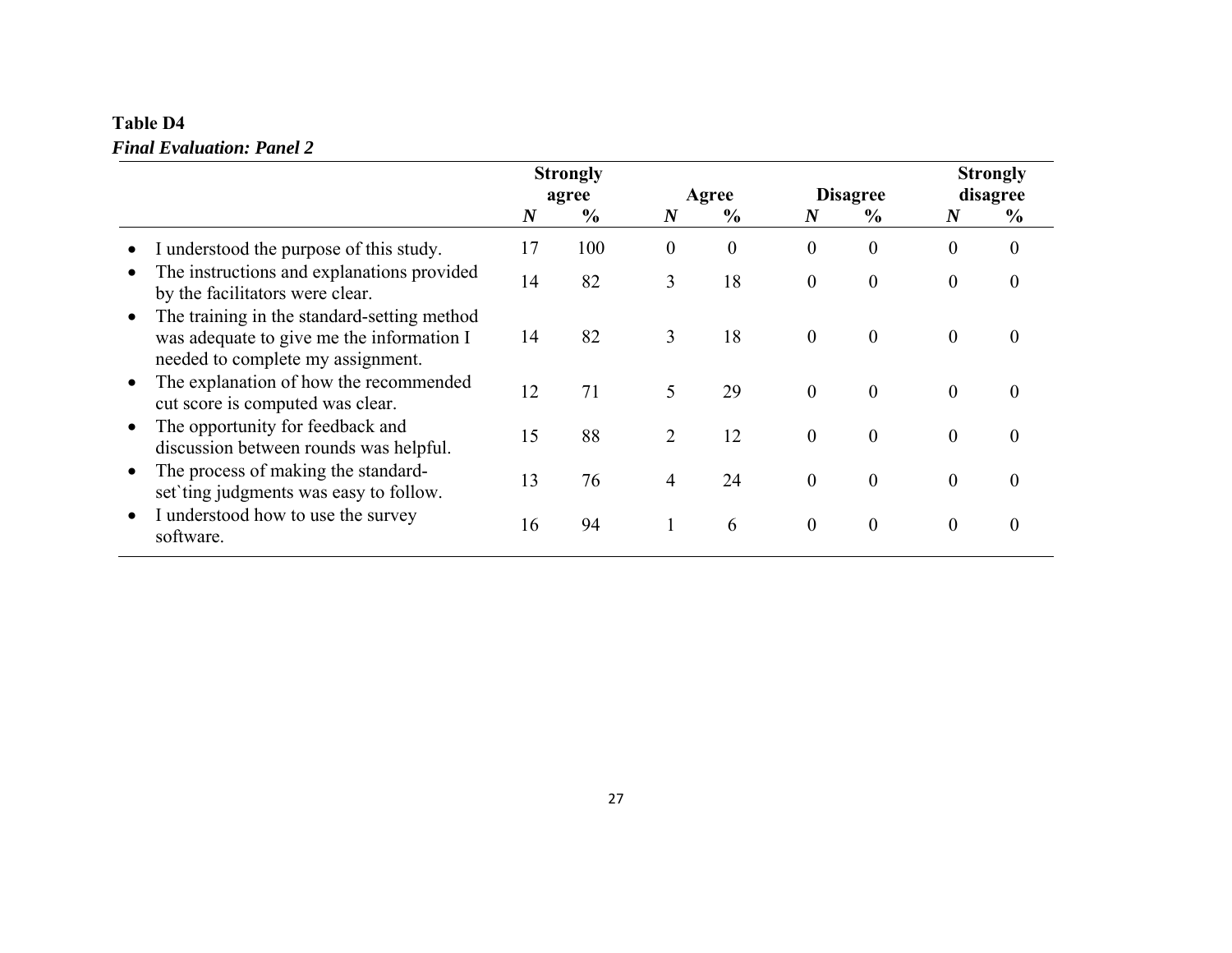**Table D4**

***Final Evaluation: Panel 2***

| | Strongly agree | | Agree | | Disagree | | Strongly disagree | |
|---|---|---|---|---|---|---|---|---|
| | ***N*** | **%** | ***N*** | **%** | ***N*** | **%** | ***N*** | **%** |
| • I understood the purpose of this study. | 17 | 100 | 0 | 0 | 0 | 0 | 0 | 0 |
| • The instructions and explanations provided by the facilitators were clear. | 14 | 82 | 3 | 18 | 0 | 0 | 0 | 0 |
| • The training in the standard-setting method was adequate to give me the information I needed to complete my assignment. | 14 | 82 | 3 | 18 | 0 | 0 | 0 | 0 |
| • The explanation of how the recommended cut score is computed was clear. | 12 | 71 | 5 | 29 | 0 | 0 | 0 | 0 |
| • The opportunity for feedback and discussion between rounds was helpful. | 15 | 88 | 2 | 12 | 0 | 0 | 0 | 0 |
| • The process of making the standard-set`ting judgments was easy to follow. | 13 | 76 | 4 | 24 | 0 | 0 | 0 | 0 |
| • I understood how to use the survey software. | 16 | 94 | 1 | 6 | 0 | 0 | 0 | 0 |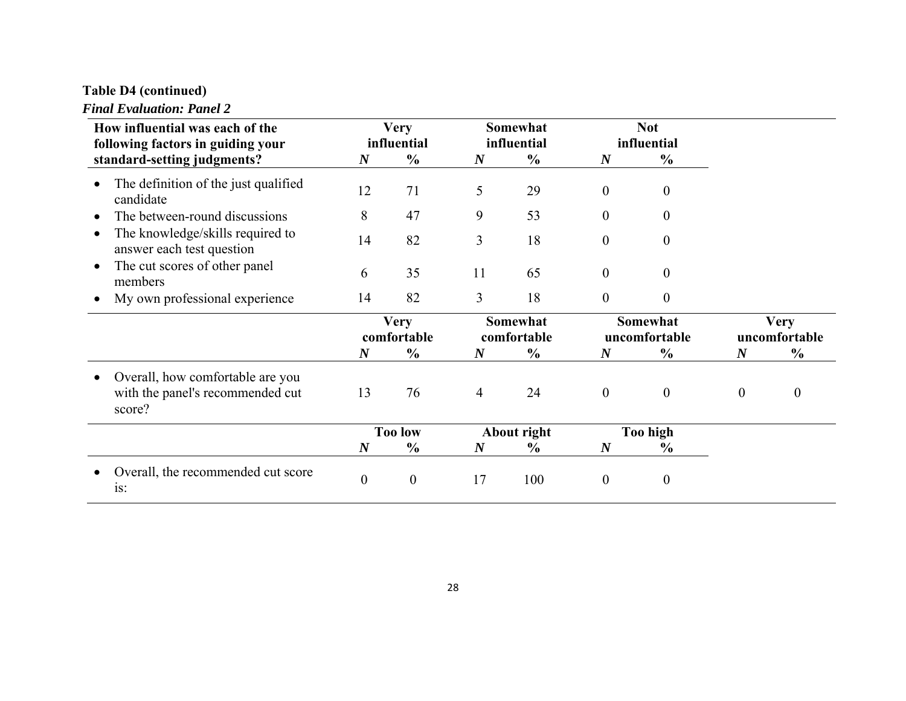**Table D4 (continued)**

***Final Evaluation: Panel 2***

| How influential was each of the following factors in guiding your standard-setting judgments? | Very influential | | Somewhat influential | | Not influential | | | |
|---|---|---|---|---|---|---|---|---|
| | *N* | % | *N* | % | *N* | % | | |
| • The definition of the just qualified candidate | 12 | 71 | 5 | 29 | 0 | 0 | | |
| • The between-round discussions | 8 | 47 | 9 | 53 | 0 | 0 | | |
| • The knowledge/skills required to answer each test question | 14 | 82 | 3 | 18 | 0 | 0 | | |
| • The cut scores of other panel members | 6 | 35 | 11 | 65 | 0 | 0 | | |
| • My own professional experience | 14 | 82 | 3 | 18 | 0 | 0 | | |
| | **Very comfortable** | | **Somewhat comfortable** | | **Somewhat uncomfortable** | | **Very uncomfortable** | |
| | *N* | % | *N* | % | *N* | % | *N* | % |
| • Overall, how comfortable are you with the panel's recommended cut score? | 13 | 76 | 4 | 24 | 0 | 0 | 0 | 0 |
| | **Too low** | | **About right** | | **Too high** | | | |
| | *N* | % | *N* | % | *N* | % | | |
| • Overall, the recommended cut score is: | 0 | 0 | 17 | 100 | 0 | 0 | | |